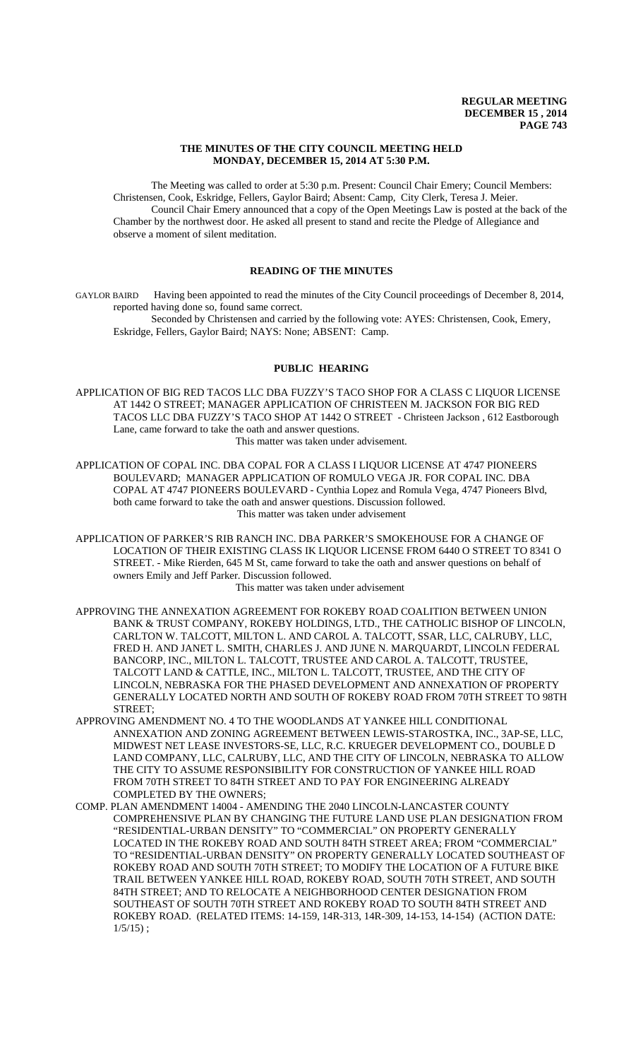**THE MINUTES OF THE CITY COUNCIL MEETING HELD MONDAY, DECEMBER 15, 2014 AT 5:30 P.M.**

The Meeting was called to order at 5:30 p.m. Present: Council Chair Emery; Council Members: Christensen, Cook, Eskridge, Fellers, Gaylor Baird; Absent: Camp, City Clerk, Teresa J. Meier.

Council Chair Emery announced that a copy of the Open Meetings Law is posted at the back of the Chamber by the northwest door. He asked all present to stand and recite the Pledge of Allegiance and observe a moment of silent meditation.

## READING OF THE MINUTES

GAYLOR BAIRD Having been appointed to read the minutes of the City Council proceedings of December 8, 2014, reported having done so, found same correct.

Seconded by Christensen and carried by the following vote: AYES: Christensen, Cook, Emery, Eskridge, Fellers, Gaylor Baird; NAYS: None; ABSENT: Camp.

## PUBLIC HEARING

APPLICATION OF BIG RED TACOS LLC DBA FUZZY'S TACO SHOP FOR A CLASS C LIQUOR LICENSE AT 1442 O STREET; MANAGER APPLICATION OF CHRISTEEN M. JACKSON FOR BIG RED TACOS LLC DBA FUZZY'S TACO SHOP AT 1442 O STREET - Christeen Jackson , 612 Eastborough Lane, came forward to take the oath and answer questions.

This matter was taken under advisement.

APPLICATION OF COPAL INC. DBA COPAL FOR A CLASS I LIQUOR LICENSE AT 4747 PIONEERS BOULEVARD; MANAGER APPLICATION OF ROMULO VEGA JR. FOR COPAL INC. DBA COPAL AT 4747 PIONEERS BOULEVARD - Cynthia Lopez and Romula Vega, 4747 Pioneers Blvd, both came forward to take the oath and answer questions. Discussion followed.

This matter was taken under advisement

APPLICATION OF PARKER'S RIB RANCH INC. DBA PARKER'S SMOKEHOUSE FOR A CHANGE OF LOCATION OF THEIR EXISTING CLASS IK LIQUOR LICENSE FROM 6440 O STREET TO 8341 O STREET. - Mike Rierden, 645 M St, came forward to take the oath and answer questions on behalf of owners Emily and Jeff Parker. Discussion followed.

This matter was taken under advisement

APPROVING THE ANNEXATION AGREEMENT FOR ROKEBY ROAD COALITION BETWEEN UNION BANK & TRUST COMPANY, ROKEBY HOLDINGS, LTD., THE CATHOLIC BISHOP OF LINCOLN, CARLTON W. TALCOTT, MILTON L. AND CAROL A. TALCOTT, SSAR, LLC, CALRUBY, LLC, FRED H. AND JANET L. SMITH, CHARLES J. AND JUNE N. MARQUARDT, LINCOLN FEDERAL BANCORP, INC., MILTON L. TALCOTT, TRUSTEE AND CAROL A. TALCOTT, TRUSTEE, TALCOTT LAND & CATTLE, INC., MILTON L. TALCOTT, TRUSTEE, AND THE CITY OF LINCOLN, NEBRASKA FOR THE PHASED DEVELOPMENT AND ANNEXATION OF PROPERTY GENERALLY LOCATED NORTH AND SOUTH OF ROKEBY ROAD FROM 70TH STREET TO 98TH STREET;

APPROVING AMENDMENT NO. 4 TO THE WOODLANDS AT YANKEE HILL CONDITIONAL ANNEXATION AND ZONING AGREEMENT BETWEEN LEWIS-STAROSTKA, INC., 3AP-SE, LLC, MIDWEST NET LEASE INVESTORS-SE, LLC, R.C. KRUEGER DEVELOPMENT CO., DOUBLE D LAND COMPANY, LLC, CALRUBY, LLC, AND THE CITY OF LINCOLN, NEBRASKA TO ALLOW THE CITY TO ASSUME RESPONSIBILITY FOR CONSTRUCTION OF YANKEE HILL ROAD FROM 70TH STREET TO 84TH STREET AND TO PAY FOR ENGINEERING ALREADY COMPLETED BY THE OWNERS;

COMP. PLAN AMENDMENT 14004 - AMENDING THE 2040 LINCOLN-LANCASTER COUNTY COMPREHENSIVE PLAN BY CHANGING THE FUTURE LAND USE PLAN DESIGNATION FROM "RESIDENTIAL-URBAN DENSITY" TO "COMMERCIAL" ON PROPERTY GENERALLY LOCATED IN THE ROKEBY ROAD AND SOUTH 84TH STREET AREA; FROM "COMMERCIAL" TO "RESIDENTIAL-URBAN DENSITY" ON PROPERTY GENERALLY LOCATED SOUTHEAST OF ROKEBY ROAD AND SOUTH 70TH STREET; TO MODIFY THE LOCATION OF A FUTURE BIKE TRAIL BETWEEN YANKEE HILL ROAD, ROKEBY ROAD, SOUTH 70TH STREET, AND SOUTH 84TH STREET; AND TO RELOCATE A NEIGHBORHOOD CENTER DESIGNATION FROM SOUTHEAST OF SOUTH 70TH STREET AND ROKEBY ROAD TO SOUTH 84TH STREET AND ROKEBY ROAD. (RELATED ITEMS: 14-159, 14R-313, 14R-309, 14-153, 14-154) (ACTION DATE: 1/5/15) ;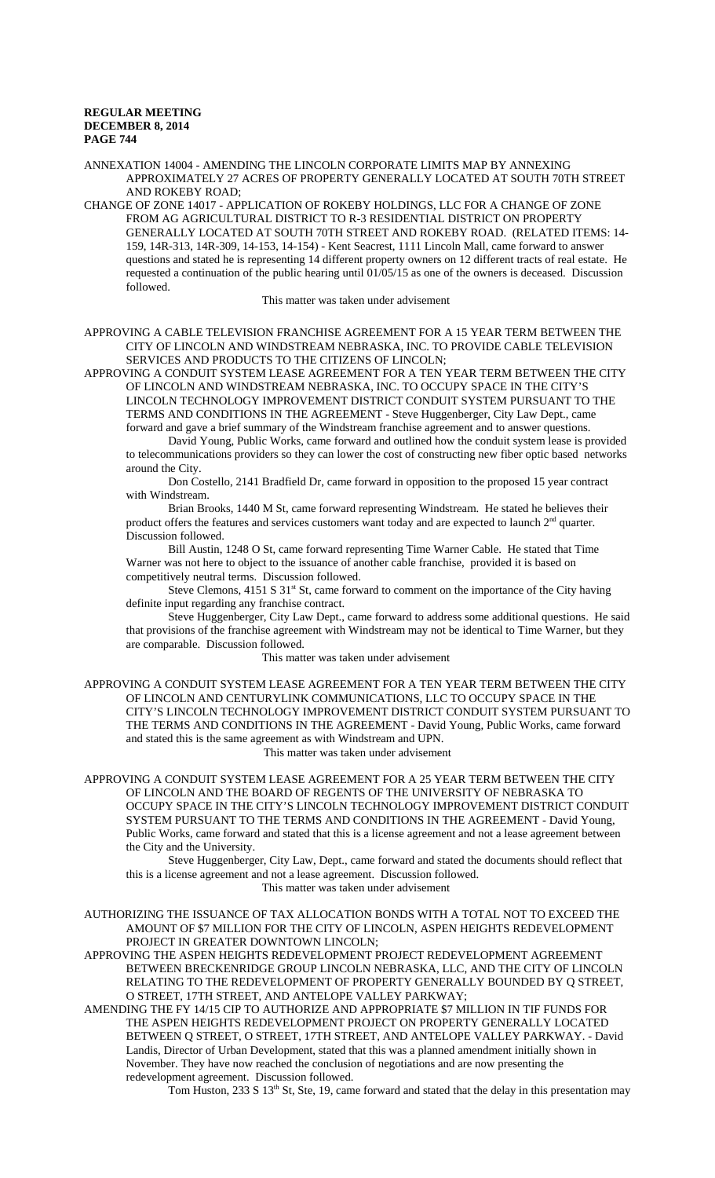ANNEXATION 14004 - AMENDING THE LINCOLN CORPORATE LIMITS MAP BY ANNEXING APPROXIMATELY 27 ACRES OF PROPERTY GENERALLY LOCATED AT SOUTH 70TH STREET AND ROKEBY ROAD;

CHANGE OF ZONE 14017 - APPLICATION OF ROKEBY HOLDINGS, LLC FOR A CHANGE OF ZONE FROM AG AGRICULTURAL DISTRICT TO R-3 RESIDENTIAL DISTRICT ON PROPERTY GENERALLY LOCATED AT SOUTH 70TH STREET AND ROKEBY ROAD. (RELATED ITEMS: 14-159, 14R-313, 14R-309, 14-153, 14-154) - Kent Seacrest, 1111 Lincoln Mall, came forward to answer questions and stated he is representing 14 different property owners on 12 different tracts of real estate. He requested a continuation of the public hearing until 01/05/15 as one of the owners is deceased. Discussion followed.

This matter was taken under advisement

APPROVING A CABLE TELEVISION FRANCHISE AGREEMENT FOR A 15 YEAR TERM BETWEEN THE CITY OF LINCOLN AND WINDSTREAM NEBRASKA, INC. TO PROVIDE CABLE TELEVISION SERVICES AND PRODUCTS TO THE CITIZENS OF LINCOLN;

APPROVING A CONDUIT SYSTEM LEASE AGREEMENT FOR A TEN YEAR TERM BETWEEN THE CITY OF LINCOLN AND WINDSTREAM NEBRASKA, INC. TO OCCUPY SPACE IN THE CITY'S LINCOLN TECHNOLOGY IMPROVEMENT DISTRICT CONDUIT SYSTEM PURSUANT TO THE TERMS AND CONDITIONS IN THE AGREEMENT - Steve Huggenberger, City Law Dept., came forward and gave a brief summary of the Windstream franchise agreement and to answer questions.

David Young, Public Works, came forward and outlined how the conduit system lease is provided to telecommunications providers so they can lower the cost of constructing new fiber optic based networks around the City.

Don Costello, 2141 Bradfield Dr, came forward in opposition to the proposed 15 year contract with Windstream.

Brian Brooks, 1440 M St, came forward representing Windstream. He stated he believes their product offers the features and services customers want today and are expected to launch 2nd quarter. Discussion followed.

Bill Austin, 1248 O St, came forward representing Time Warner Cable. He stated that Time Warner was not here to object to the issuance of another cable franchise, provided it is based on competitively neutral terms. Discussion followed.

Steve Clemons, 4151 S 31st St, came forward to comment on the importance of the City having definite input regarding any franchise contract.

Steve Huggenberger, City Law Dept., came forward to address some additional questions. He said that provisions of the franchise agreement with Windstream may not be identical to Time Warner, but they are comparable. Discussion followed.

This matter was taken under advisement

APPROVING A CONDUIT SYSTEM LEASE AGREEMENT FOR A TEN YEAR TERM BETWEEN THE CITY OF LINCOLN AND CENTURYLINK COMMUNICATIONS, LLC TO OCCUPY SPACE IN THE CITY'S LINCOLN TECHNOLOGY IMPROVEMENT DISTRICT CONDUIT SYSTEM PURSUANT TO THE TERMS AND CONDITIONS IN THE AGREEMENT - David Young, Public Works, came forward and stated this is the same agreement as with Windstream and UPN.

This matter was taken under advisement

APPROVING A CONDUIT SYSTEM LEASE AGREEMENT FOR A 25 YEAR TERM BETWEEN THE CITY OF LINCOLN AND THE BOARD OF REGENTS OF THE UNIVERSITY OF NEBRASKA TO OCCUPY SPACE IN THE CITY'S LINCOLN TECHNOLOGY IMPROVEMENT DISTRICT CONDUIT SYSTEM PURSUANT TO THE TERMS AND CONDITIONS IN THE AGREEMENT - David Young, Public Works, came forward and stated that this is a license agreement and not a lease agreement between the City and the University.

Steve Huggenberger, City Law, Dept., came forward and stated the documents should reflect that this is a license agreement and not a lease agreement. Discussion followed.

This matter was taken under advisement

AUTHORIZING THE ISSUANCE OF TAX ALLOCATION BONDS WITH A TOTAL NOT TO EXCEED THE AMOUNT OF $7 MILLION FOR THE CITY OF LINCOLN, ASPEN HEIGHTS REDEVELOPMENT PROJECT IN GREATER DOWNTOWN LINCOLN;

APPROVING THE ASPEN HEIGHTS REDEVELOPMENT PROJECT REDEVELOPMENT AGREEMENT BETWEEN BRECKENRIDGE GROUP LINCOLN NEBRASKA, LLC, AND THE CITY OF LINCOLN RELATING TO THE REDEVELOPMENT OF PROPERTY GENERALLY BOUNDED BY Q STREET, O STREET, 17TH STREET, AND ANTELOPE VALLEY PARKWAY;

AMENDING THE FY 14/15 CIP TO AUTHORIZE AND APPROPRIATE $7 MILLION IN TIF FUNDS FOR THE ASPEN HEIGHTS REDEVELOPMENT PROJECT ON PROPERTY GENERALLY LOCATED BETWEEN Q STREET, O STREET, 17TH STREET, AND ANTELOPE VALLEY PARKWAY. - David Landis, Director of Urban Development, stated that this was a planned amendment initially shown in November. They have now reached the conclusion of negotiations and are now presenting the redevelopment agreement. Discussion followed.

Tom Huston, 233 S 13th St, Ste, 19, came forward and stated that the delay in this presentation may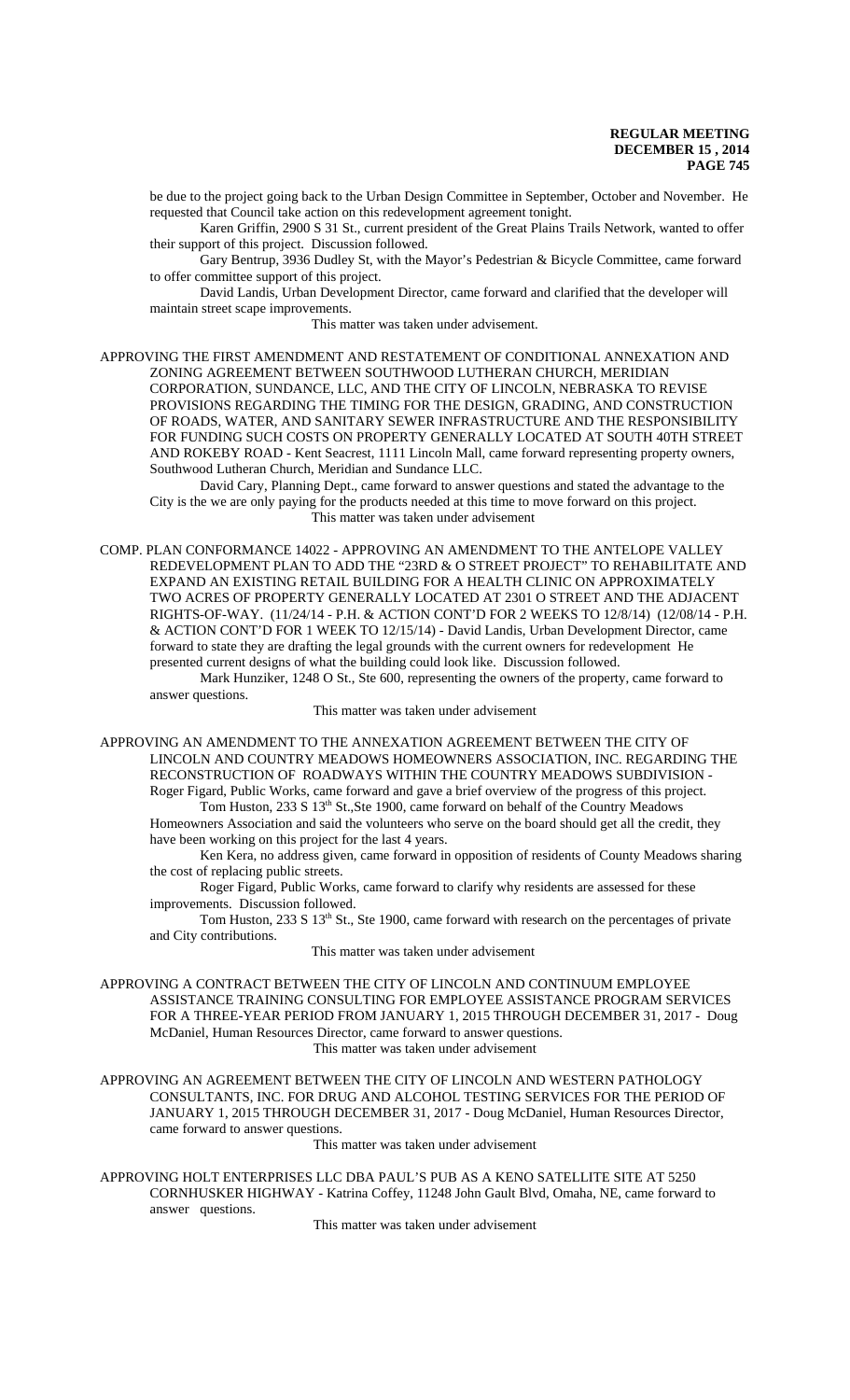be due to the project going back to the Urban Design Committee in September, October and November. He requested that Council take action on this redevelopment agreement tonight.

Karen Griffin, 2900 S 31 St., current president of the Great Plains Trails Network, wanted to offer their support of this project. Discussion followed.

Gary Bentrup, 3936 Dudley St, with the Mayor's Pedestrian & Bicycle Committee, came forward to offer committee support of this project.

David Landis, Urban Development Director, came forward and clarified that the developer will maintain street scape improvements.

This matter was taken under advisement.

APPROVING THE FIRST AMENDMENT AND RESTATEMENT OF CONDITIONAL ANNEXATION AND ZONING AGREEMENT BETWEEN SOUTHWOOD LUTHERAN CHURCH, MERIDIAN CORPORATION, SUNDANCE, LLC, AND THE CITY OF LINCOLN, NEBRASKA TO REVISE PROVISIONS REGARDING THE TIMING FOR THE DESIGN, GRADING, AND CONSTRUCTION OF ROADS, WATER, AND SANITARY SEWER INFRASTRUCTURE AND THE RESPONSIBILITY FOR FUNDING SUCH COSTS ON PROPERTY GENERALLY LOCATED AT SOUTH 40TH STREET AND ROKEBY ROAD - Kent Seacrest, 1111 Lincoln Mall, came forward representing property owners, Southwood Lutheran Church, Meridian and Sundance LLC.

David Cary, Planning Dept., came forward to answer questions and stated the advantage to the City is the we are only paying for the products needed at this time to move forward on this project.

This matter was taken under advisement

COMP. PLAN CONFORMANCE 14022 - APPROVING AN AMENDMENT TO THE ANTELOPE VALLEY REDEVELOPMENT PLAN TO ADD THE "23RD & O STREET PROJECT" TO REHABILITATE AND EXPAND AN EXISTING RETAIL BUILDING FOR A HEALTH CLINIC ON APPROXIMATELY TWO ACRES OF PROPERTY GENERALLY LOCATED AT 2301 O STREET AND THE ADJACENT RIGHTS-OF-WAY. (11/24/14 - P.H. & ACTION CONT'D FOR 2 WEEKS TO 12/8/14) (12/08/14 - P.H. & ACTION CONT'D FOR 1 WEEK TO 12/15/14) - David Landis, Urban Development Director, came forward to state they are drafting the legal grounds with the current owners for redevelopment He presented current designs of what the building could look like. Discussion followed.

Mark Hunziker, 1248 O St., Ste 600, representing the owners of the property, came forward to answer questions.

This matter was taken under advisement

APPROVING AN AMENDMENT TO THE ANNEXATION AGREEMENT BETWEEN THE CITY OF LINCOLN AND COUNTRY MEADOWS HOMEOWNERS ASSOCIATION, INC. REGARDING THE RECONSTRUCTION OF ROADWAYS WITHIN THE COUNTRY MEADOWS SUBDIVISION - Roger Figard, Public Works, came forward and gave a brief overview of the progress of this project.

Tom Huston, 233 S 13th St.,Ste 1900, came forward on behalf of the Country Meadows Homeowners Association and said the volunteers who serve on the board should get all the credit, they have been working on this project for the last 4 years.

Ken Kera, no address given, came forward in opposition of residents of County Meadows sharing the cost of replacing public streets.

Roger Figard, Public Works, came forward to clarify why residents are assessed for these improvements. Discussion followed.

Tom Huston, 233 S 13th St., Ste 1900, came forward with research on the percentages of private and City contributions.

This matter was taken under advisement

APPROVING A CONTRACT BETWEEN THE CITY OF LINCOLN AND CONTINUUM EMPLOYEE ASSISTANCE TRAINING CONSULTING FOR EMPLOYEE ASSISTANCE PROGRAM SERVICES FOR A THREE-YEAR PERIOD FROM JANUARY 1, 2015 THROUGH DECEMBER 31, 2017 - Doug McDaniel, Human Resources Director, came forward to answer questions.

This matter was taken under advisement

APPROVING AN AGREEMENT BETWEEN THE CITY OF LINCOLN AND WESTERN PATHOLOGY CONSULTANTS, INC. FOR DRUG AND ALCOHOL TESTING SERVICES FOR THE PERIOD OF JANUARY 1, 2015 THROUGH DECEMBER 31, 2017 - Doug McDaniel, Human Resources Director, came forward to answer questions.

This matter was taken under advisement

APPROVING HOLT ENTERPRISES LLC DBA PAUL'S PUB AS A KENO SATELLITE SITE AT 5250 CORNHUSKER HIGHWAY - Katrina Coffey, 11248 John Gault Blvd, Omaha, NE, came forward to answer questions.

This matter was taken under advisement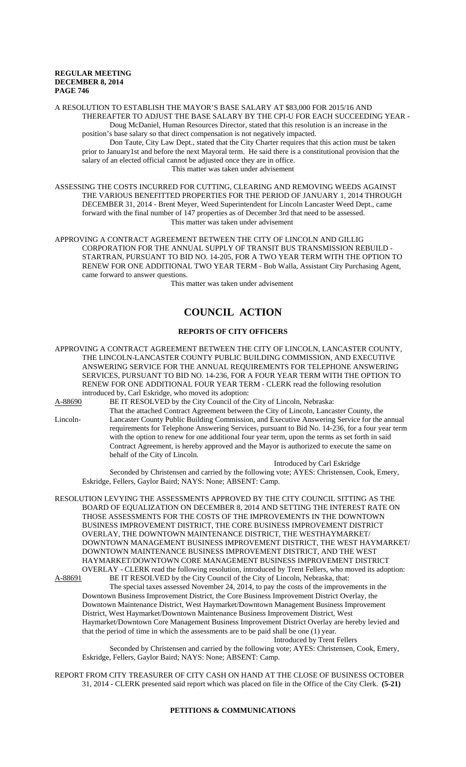A RESOLUTION TO ESTABLISH THE MAYOR'S BASE SALARY AT $83,000 FOR 2015/16 AND THEREAFTER TO ADJUST THE BASE SALARY BY THE CPI-U FOR EACH SUCCEEDING YEAR - Doug McDaniel, Human Resources Director, stated that this resolution is an increase in the position's base salary so that direct compensation is not negatively impacted.

Don Taute, City Law Dept., stated that the City Charter requires that this action must be taken prior to January1st and before the next Mayoral term. He said there is a constitutional provision that the salary of an elected official cannot be adjusted once they are in office.

This matter was taken under advisement

ASSESSING THE COSTS INCURRED FOR CUTTING, CLEARING AND REMOVING WEEDS AGAINST THE VARIOUS BENEFITTED PROPERTIES FOR THE PERIOD OF JANUARY 1, 2014 THROUGH DECEMBER 31, 2014 - Brent Meyer, Weed Superintendent for Lincoln Lancaster Weed Dept., came forward with the final number of 147 properties as of December 3rd that need to be assessed.

This matter was taken under advisement

APPROVING A CONTRACT AGREEMENT BETWEEN THE CITY OF LINCOLN AND GILLIG CORPORATION FOR THE ANNUAL SUPPLY OF TRANSIT BUS TRANSMISSION REBUILD - STARTRAN, PURSUANT TO BID NO. 14-205, FOR A TWO YEAR TERM WITH THE OPTION TO RENEW FOR ONE ADDITIONAL TWO YEAR TERM - Bob Walla, Assistant City Purchasing Agent, came forward to answer questions.

This matter was taken under advisement

# COUNCIL ACTION

## REPORTS OF CITY OFFICERS

APPROVING A CONTRACT AGREEMENT BETWEEN THE CITY OF LINCOLN, LANCASTER COUNTY, THE LINCOLN-LANCASTER COUNTY PUBLIC BUILDING COMMISSION, AND EXECUTIVE ANSWERING SERVICE FOR THE ANNUAL REQUIREMENTS FOR TELEPHONE ANSWERING SERVICES, PURSUANT TO BID NO. 14-236, FOR A FOUR YEAR TERM WITH THE OPTION TO RENEW FOR ONE ADDITIONAL FOUR YEAR TERM - CLERK read the following resolution introduced by, Carl Eskridge, who moved its adoption:

A-88690 BE IT RESOLVED by the City Council of the City of Lincoln, Nebraska:

That the attached Contract Agreement between the City of Lincoln, Lancaster County, the Lincoln-Lancaster County Public Building Commission, and Executive Answering Service for the annual requirements for Telephone Answering Services, pursuant to Bid No. 14-236, for a four year term with the option to renew for one additional four year term, upon the terms as set forth in said Contract Agreement, is hereby approved and the Mayor is authorized to execute the same on behalf of the City of Lincoln.

Introduced by Carl Eskridge

Seconded by Christensen and carried by the following vote; AYES: Christensen, Cook, Emery, Eskridge, Fellers, Gaylor Baird; NAYS: None; ABSENT: Camp.

RESOLUTION LEVYING THE ASSESSMENTS APPROVED BY THE CITY COUNCIL SITTING AS THE BOARD OF EQUALIZATION ON DECEMBER 8, 2014 AND SETTING THE INTEREST RATE ON THOSE ASSESSMENTS FOR THE COSTS OF THE IMPROVEMENTS IN THE DOWNTOWN BUSINESS IMPROVEMENT DISTRICT, THE CORE BUSINESS IMPROVEMENT DISTRICT OVERLAY, THE DOWNTOWN MAINTENANCE DISTRICT, THE WESTHAYMARKET/ DOWNTOWN MANAGEMENT BUSINESS IMPROVEMENT DISTRICT, THE WEST HAYMARKET/ DOWNTOWN MAINTENANCE BUSINESS IMPROVEMENT DISTRICT, AND THE WEST HAYMARKET/DOWNTOWN CORE MANAGEMENT BUSINESS IMPROVEMENT DISTRICT OVERLAY - CLERK read the following resolution, introduced by Trent Fellers, who moved its adoption:

A-88691 BE IT RESOLVED by the City Council of the City of Lincoln, Nebraska, that:

The special taxes assessed November 24, 2014, to pay the costs of the improvements in the Downtown Business Improvement District, the Core Business Improvement District Overlay, the Downtown Maintenance District, West Haymarket/Downtown Management Business Improvement District, West Haymarket/Downtown Maintenance Business Improvement District, West Haymarket/Downtown Core Management Business Improvement District Overlay are hereby levied and that the period of time in which the assessments are to be paid shall be one (1) year.

Introduced by Trent Fellers

Seconded by Christensen and carried by the following vote; AYES: Christensen, Cook, Emery, Eskridge, Fellers, Gaylor Baird; NAYS: None; ABSENT: Camp.

REPORT FROM CITY TREASURER OF CITY CASH ON HAND AT THE CLOSE OF BUSINESS OCTOBER 31, 2014 - CLERK presented said report which was placed on file in the Office of the City Clerk. **(5-21)**

## PETITIONS & COMMUNICATIONS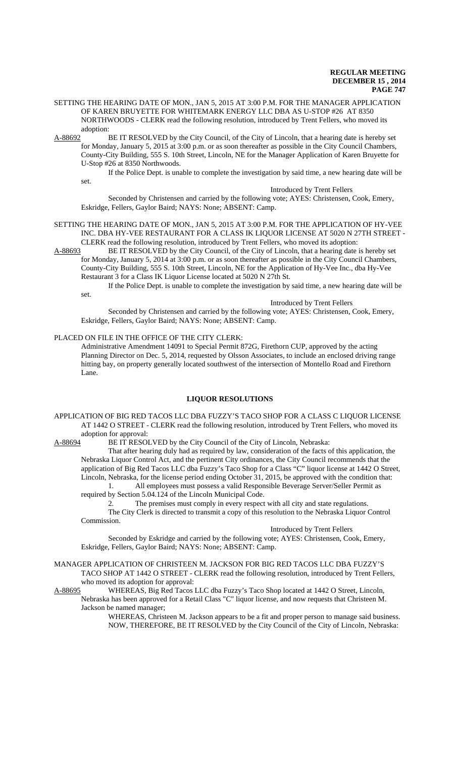SETTING THE HEARING DATE OF MON., JAN 5, 2015 AT 3:00 P.M. FOR THE MANAGER APPLICATION OF KAREN BRUYETTE FOR WHITEMARK ENERGY LLC DBA AS U-STOP #26 AT 8350 NORTHWOODS - CLERK read the following resolution, introduced by Trent Fellers, who moved its adoption:

A-88692 BE IT RESOLVED by the City Council, of the City of Lincoln, that a hearing date is hereby set for Monday, January 5, 2015 at 3:00 p.m. or as soon thereafter as possible in the City Council Chambers, County-City Building, 555 S. 10th Street, Lincoln, NE for the Manager Application of Karen Bruyette for U-Stop #26 at 8350 Northwoods.

If the Police Dept. is unable to complete the investigation by said time, a new hearing date will be set.

Introduced by Trent Fellers

Seconded by Christensen and carried by the following vote; AYES: Christensen, Cook, Emery, Eskridge, Fellers, Gaylor Baird; NAYS: None; ABSENT: Camp.

SETTING THE HEARING DATE OF MON., JAN 5, 2015 AT 3:00 P.M. FOR THE APPLICATION OF HY-VEE INC. DBA HY-VEE RESTAURANT FOR A CLASS IK LIQUOR LICENSE AT 5020 N 27TH STREET - CLERK read the following resolution, introduced by Trent Fellers, who moved its adoption:

A-88693 BE IT RESOLVED by the City Council, of the City of Lincoln, that a hearing date is hereby set for Monday, January 5, 2014 at 3:00 p.m. or as soon thereafter as possible in the City Council Chambers, County-City Building, 555 S. 10th Street, Lincoln, NE for the Application of Hy-Vee Inc., dba Hy-Vee Restaurant 3 for a Class IK Liquor License located at 5020 N 27th St.

If the Police Dept. is unable to complete the investigation by said time, a new hearing date will be set.

Introduced by Trent Fellers

Seconded by Christensen and carried by the following vote; AYES: Christensen, Cook, Emery, Eskridge, Fellers, Gaylor Baird; NAYS: None; ABSENT: Camp.

PLACED ON FILE IN THE OFFICE OF THE CITY CLERK:

Administrative Amendment 14091 to Special Permit 872G, Firethorn CUP, approved by the acting Planning Director on Dec. 5, 2014, requested by Olsson Associates, to include an enclosed driving range hitting bay, on property generally located southwest of the intersection of Montello Road and Firethorn Lane.

## LIQUOR RESOLUTIONS

APPLICATION OF BIG RED TACOS LLC DBA FUZZY'S TACO SHOP FOR A CLASS C LIQUOR LICENSE AT 1442 O STREET - CLERK read the following resolution, introduced by Trent Fellers, who moved its adoption for approval:

A-88694 BE IT RESOLVED by the City Council of the City of Lincoln, Nebraska:

That after hearing duly had as required by law, consideration of the facts of this application, the Nebraska Liquor Control Act, and the pertinent City ordinances, the City Council recommends that the application of Big Red Tacos LLC dba Fuzzy's Taco Shop for a Class "C" liquor license at 1442 O Street, Lincoln, Nebraska, for the license period ending October 31, 2015, be approved with the condition that:

1. All employees must possess a valid Responsible Beverage Server/Seller Permit as required by Section 5.04.124 of the Lincoln Municipal Code.
2. The premises must comply in every respect with all city and state regulations.

The City Clerk is directed to transmit a copy of this resolution to the Nebraska Liquor Control Commission.

Introduced by Trent Fellers

Seconded by Eskridge and carried by the following vote; AYES: Christensen, Cook, Emery, Eskridge, Fellers, Gaylor Baird; NAYS: None; ABSENT: Camp.

MANAGER APPLICATION OF CHRISTEEN M. JACKSON FOR BIG RED TACOS LLC DBA FUZZY'S TACO SHOP AT 1442 O STREET - CLERK read the following resolution, introduced by Trent Fellers, who moved its adoption for approval:

A-88695 WHEREAS, Big Red Tacos LLC dba Fuzzy's Taco Shop located at 1442 O Street, Lincoln, Nebraska has been approved for a Retail Class "C" liquor license, and now requests that Christeen M. Jackson be named manager;

WHEREAS, Christeen M. Jackson appears to be a fit and proper person to manage said business.

NOW, THEREFORE, BE IT RESOLVED by the City Council of the City of Lincoln, Nebraska: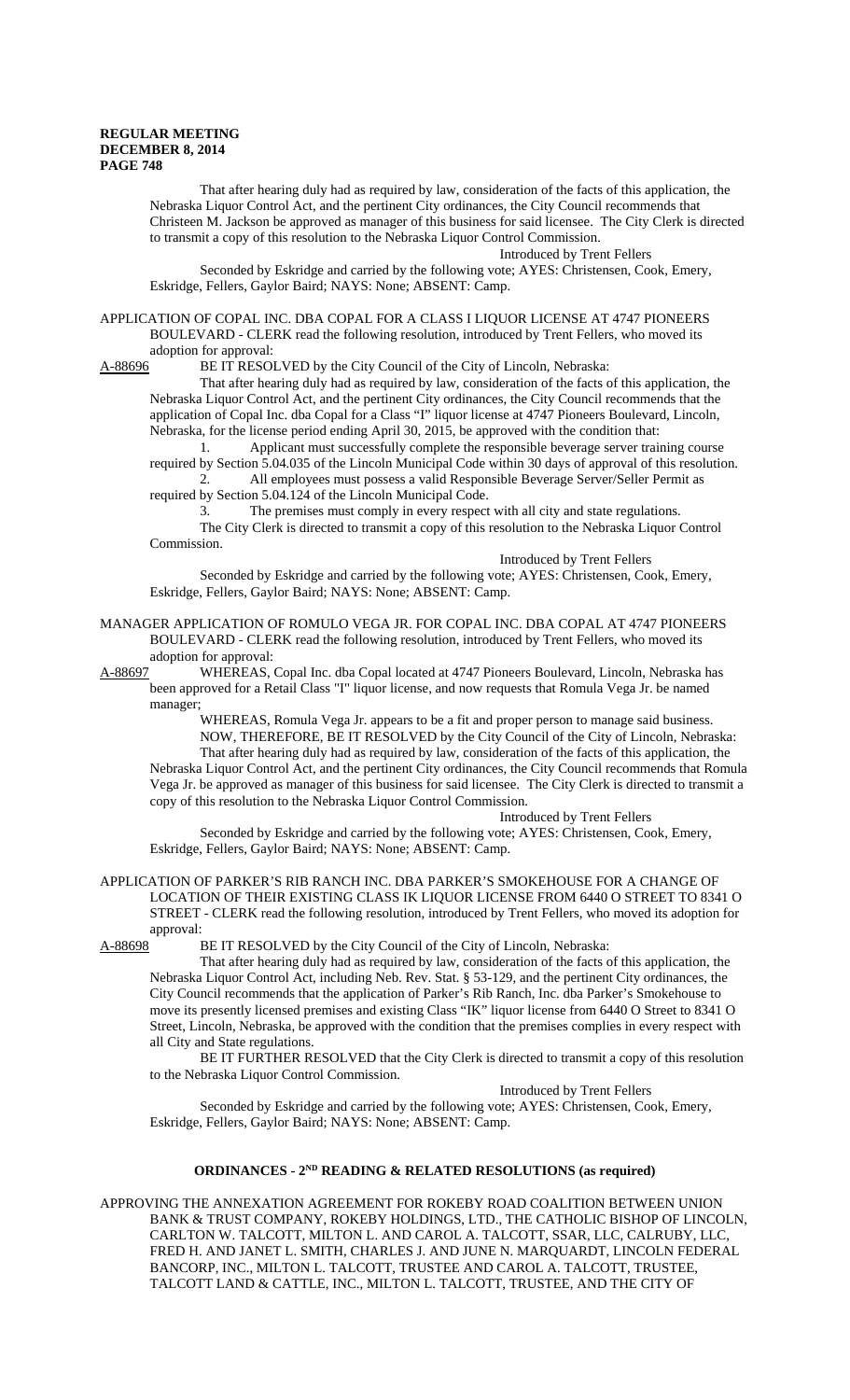That after hearing duly had as required by law, consideration of the facts of this application, the Nebraska Liquor Control Act, and the pertinent City ordinances, the City Council recommends that Christeen M. Jackson be approved as manager of this business for said licensee. The City Clerk is directed to transmit a copy of this resolution to the Nebraska Liquor Control Commission.

Introduced by Trent Fellers

Seconded by Eskridge and carried by the following vote; AYES: Christensen, Cook, Emery, Eskridge, Fellers, Gaylor Baird; NAYS: None; ABSENT: Camp.

APPLICATION OF COPAL INC. DBA COPAL FOR A CLASS I LIQUOR LICENSE AT 4747 PIONEERS BOULEVARD - CLERK read the following resolution, introduced by Trent Fellers, who moved its adoption for approval:

A-88696 BE IT RESOLVED by the City Council of the City of Lincoln, Nebraska:

That after hearing duly had as required by law, consideration of the facts of this application, the Nebraska Liquor Control Act, and the pertinent City ordinances, the City Council recommends that the application of Copal Inc. dba Copal for a Class "I" liquor license at 4747 Pioneers Boulevard, Lincoln, Nebraska, for the license period ending April 30, 2015, be approved with the condition that:

1. Applicant must successfully complete the responsible beverage server training course required by Section 5.04.035 of the Lincoln Municipal Code within 30 days of approval of this resolution.
2. All employees must possess a valid Responsible Beverage Server/Seller Permit as required by Section 5.04.124 of the Lincoln Municipal Code.
3. The premises must comply in every respect with all city and state regulations.

The City Clerk is directed to transmit a copy of this resolution to the Nebraska Liquor Control Commission.

Introduced by Trent Fellers

Seconded by Eskridge and carried by the following vote; AYES: Christensen, Cook, Emery, Eskridge, Fellers, Gaylor Baird; NAYS: None; ABSENT: Camp.

MANAGER APPLICATION OF ROMULO VEGA JR. FOR COPAL INC. DBA COPAL AT 4747 PIONEERS BOULEVARD - CLERK read the following resolution, introduced by Trent Fellers, who moved its adoption for approval:

A-88697 WHEREAS, Copal Inc. dba Copal located at 4747 Pioneers Boulevard, Lincoln, Nebraska has been approved for a Retail Class "I" liquor license, and now requests that Romula Vega Jr. be named manager;

WHEREAS, Romula Vega Jr. appears to be a fit and proper person to manage said business.

NOW, THEREFORE, BE IT RESOLVED by the City Council of the City of Lincoln, Nebraska:

That after hearing duly had as required by law, consideration of the facts of this application, the Nebraska Liquor Control Act, and the pertinent City ordinances, the City Council recommends that Romula Vega Jr. be approved as manager of this business for said licensee. The City Clerk is directed to transmit a copy of this resolution to the Nebraska Liquor Control Commission.

Introduced by Trent Fellers

Seconded by Eskridge and carried by the following vote; AYES: Christensen, Cook, Emery, Eskridge, Fellers, Gaylor Baird; NAYS: None; ABSENT: Camp.

APPLICATION OF PARKER'S RIB RANCH INC. DBA PARKER'S SMOKEHOUSE FOR A CHANGE OF LOCATION OF THEIR EXISTING CLASS IK LIQUOR LICENSE FROM 6440 O STREET TO 8341 O STREET - CLERK read the following resolution, introduced by Trent Fellers, who moved its adoption for approval:

A-88698 BE IT RESOLVED by the City Council of the City of Lincoln, Nebraska:

That after hearing duly had as required by law, consideration of the facts of this application, the Nebraska Liquor Control Act, including Neb. Rev. Stat. § 53-129, and the pertinent City ordinances, the City Council recommends that the application of Parker's Rib Ranch, Inc. dba Parker's Smokehouse to move its presently licensed premises and existing Class "IK" liquor license from 6440 O Street to 8341 O Street, Lincoln, Nebraska, be approved with the condition that the premises complies in every respect with all City and State regulations.

BE IT FURTHER RESOLVED that the City Clerk is directed to transmit a copy of this resolution to the Nebraska Liquor Control Commission.

Introduced by Trent Fellers

Seconded by Eskridge and carried by the following vote; AYES: Christensen, Cook, Emery, Eskridge, Fellers, Gaylor Baird; NAYS: None; ABSENT: Camp.

## ORDINANCES - 2ND READING & RELATED RESOLUTIONS (as required)

APPROVING THE ANNEXATION AGREEMENT FOR ROKEBY ROAD COALITION BETWEEN UNION BANK & TRUST COMPANY, ROKEBY HOLDINGS, LTD., THE CATHOLIC BISHOP OF LINCOLN, CARLTON W. TALCOTT, MILTON L. AND CAROL A. TALCOTT, SSAR, LLC, CALRUBY, LLC, FRED H. AND JANET L. SMITH, CHARLES J. AND JUNE N. MARQUARDT, LINCOLN FEDERAL BANCORP, INC., MILTON L. TALCOTT, TRUSTEE AND CAROL A. TALCOTT, TRUSTEE, TALCOTT LAND & CATTLE, INC., MILTON L. TALCOTT, TRUSTEE, AND THE CITY OF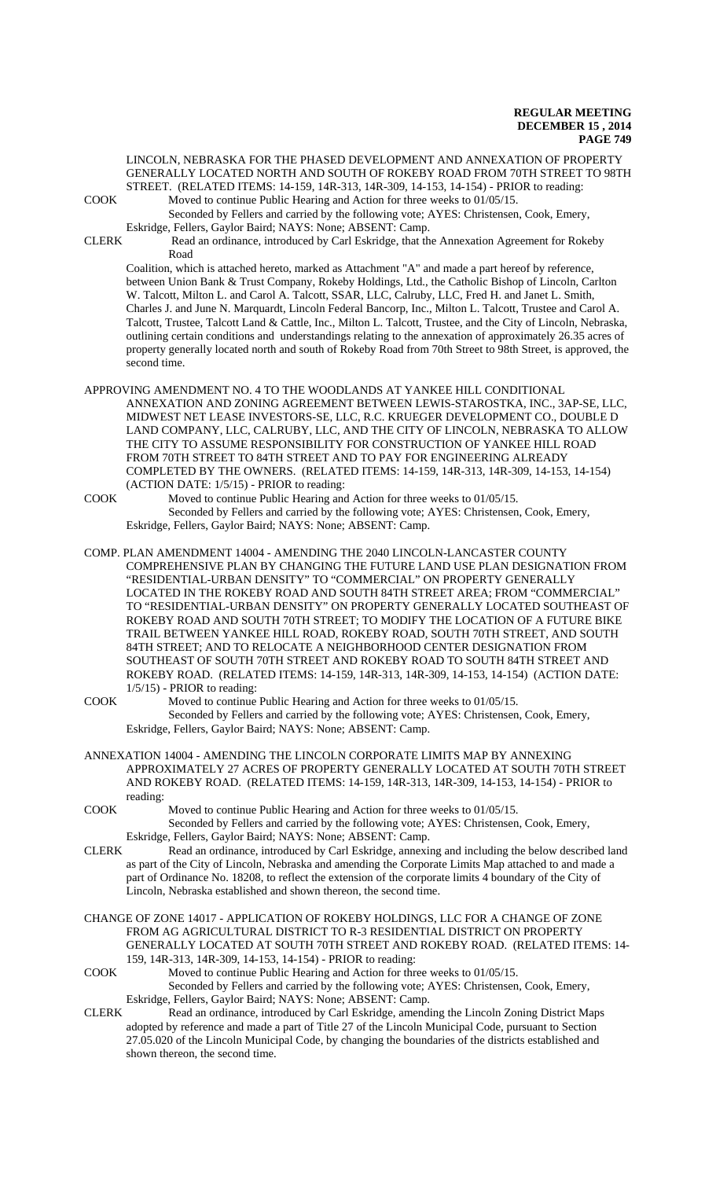LINCOLN, NEBRASKA FOR THE PHASED DEVELOPMENT AND ANNEXATION OF PROPERTY GENERALLY LOCATED NORTH AND SOUTH OF ROKEBY ROAD FROM 70TH STREET TO 98TH STREET. (RELATED ITEMS: 14-159, 14R-313, 14R-309, 14-153, 14-154) - PRIOR to reading:

COOK Moved to continue Public Hearing and Action for three weeks to 01/05/15.
Seconded by Fellers and carried by the following vote; AYES: Christensen, Cook, Emery, Eskridge, Fellers, Gaylor Baird; NAYS: None; ABSENT: Camp.

CLERK Read an ordinance, introduced by Carl Eskridge, that the Annexation Agreement for Rokeby Road Coalition, which is attached hereto, marked as Attachment "A" and made a part hereof by reference, between Union Bank & Trust Company, Rokeby Holdings, Ltd., the Catholic Bishop of Lincoln, Carlton W. Talcott, Milton L. and Carol A. Talcott, SSAR, LLC, Calruby, LLC, Fred H. and Janet L. Smith, Charles J. and June N. Marquardt, Lincoln Federal Bancorp, Inc., Milton L. Talcott, Trustee and Carol A. Talcott, Trustee, Talcott Land & Cattle, Inc., Milton L. Talcott, Trustee, and the City of Lincoln, Nebraska, outlining certain conditions and understandings relating to the annexation of approximately 26.35 acres of property generally located north and south of Rokeby Road from 70th Street to 98th Street, is approved, the second time.

APPROVING AMENDMENT NO. 4 TO THE WOODLANDS AT YANKEE HILL CONDITIONAL ANNEXATION AND ZONING AGREEMENT BETWEEN LEWIS-STAROSTKA, INC., 3AP-SE, LLC, MIDWEST NET LEASE INVESTORS-SE, LLC, R.C. KRUEGER DEVELOPMENT CO., DOUBLE D LAND COMPANY, LLC, CALRUBY, LLC, AND THE CITY OF LINCOLN, NEBRASKA TO ALLOW THE CITY TO ASSUME RESPONSIBILITY FOR CONSTRUCTION OF YANKEE HILL ROAD FROM 70TH STREET TO 84TH STREET AND TO PAY FOR ENGINEERING ALREADY COMPLETED BY THE OWNERS. (RELATED ITEMS: 14-159, 14R-313, 14R-309, 14-153, 14-154) (ACTION DATE: 1/5/15) - PRIOR to reading:

COOK Moved to continue Public Hearing and Action for three weeks to 01/05/15.
Seconded by Fellers and carried by the following vote; AYES: Christensen, Cook, Emery, Eskridge, Fellers, Gaylor Baird; NAYS: None; ABSENT: Camp.

COMP. PLAN AMENDMENT 14004 - AMENDING THE 2040 LINCOLN-LANCASTER COUNTY COMPREHENSIVE PLAN BY CHANGING THE FUTURE LAND USE PLAN DESIGNATION FROM "RESIDENTIAL-URBAN DENSITY" TO "COMMERCIAL" ON PROPERTY GENERALLY LOCATED IN THE ROKEBY ROAD AND SOUTH 84TH STREET AREA; FROM "COMMERCIAL" TO "RESIDENTIAL-URBAN DENSITY" ON PROPERTY GENERALLY LOCATED SOUTHEAST OF ROKEBY ROAD AND SOUTH 70TH STREET; TO MODIFY THE LOCATION OF A FUTURE BIKE TRAIL BETWEEN YANKEE HILL ROAD, ROKEBY ROAD, SOUTH 70TH STREET, AND SOUTH 84TH STREET; AND TO RELOCATE A NEIGHBORHOOD CENTER DESIGNATION FROM SOUTHEAST OF SOUTH 70TH STREET AND ROKEBY ROAD TO SOUTH 84TH STREET AND ROKEBY ROAD. (RELATED ITEMS: 14-159, 14R-313, 14R-309, 14-153, 14-154) (ACTION DATE: 1/5/15) - PRIOR to reading:

COOK Moved to continue Public Hearing and Action for three weeks to 01/05/15.
Seconded by Fellers and carried by the following vote; AYES: Christensen, Cook, Emery, Eskridge, Fellers, Gaylor Baird; NAYS: None; ABSENT: Camp.

ANNEXATION 14004 - AMENDING THE LINCOLN CORPORATE LIMITS MAP BY ANNEXING APPROXIMATELY 27 ACRES OF PROPERTY GENERALLY LOCATED AT SOUTH 70TH STREET AND ROKEBY ROAD. (RELATED ITEMS: 14-159, 14R-313, 14R-309, 14-153, 14-154) - PRIOR to reading:

COOK Moved to continue Public Hearing and Action for three weeks to 01/05/15.
Seconded by Fellers and carried by the following vote; AYES: Christensen, Cook, Emery, Eskridge, Fellers, Gaylor Baird; NAYS: None; ABSENT: Camp.

CLERK Read an ordinance, introduced by Carl Eskridge, annexing and including the below described land as part of the City of Lincoln, Nebraska and amending the Corporate Limits Map attached to and made a part of Ordinance No. 18208, to reflect the extension of the corporate limits 4 boundary of the City of Lincoln, Nebraska established and shown thereon, the second time.

CHANGE OF ZONE 14017 - APPLICATION OF ROKEBY HOLDINGS, LLC FOR A CHANGE OF ZONE FROM AG AGRICULTURAL DISTRICT TO R-3 RESIDENTIAL DISTRICT ON PROPERTY GENERALLY LOCATED AT SOUTH 70TH STREET AND ROKEBY ROAD. (RELATED ITEMS: 14-159, 14R-313, 14R-309, 14-153, 14-154) - PRIOR to reading:

COOK Moved to continue Public Hearing and Action for three weeks to 01/05/15.
Seconded by Fellers and carried by the following vote; AYES: Christensen, Cook, Emery, Eskridge, Fellers, Gaylor Baird; NAYS: None; ABSENT: Camp.

CLERK Read an ordinance, introduced by Carl Eskridge, amending the Lincoln Zoning District Maps adopted by reference and made a part of Title 27 of the Lincoln Municipal Code, pursuant to Section 27.05.020 of the Lincoln Municipal Code, by changing the boundaries of the districts established and shown thereon, the second time.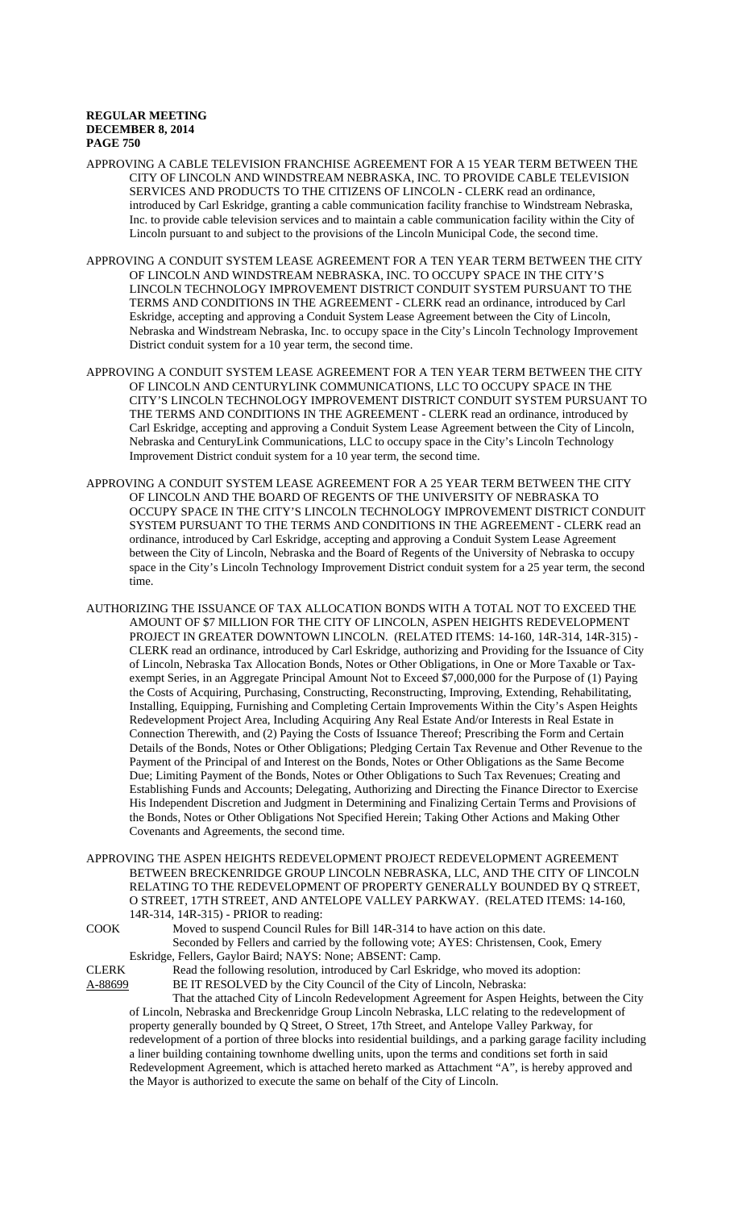APPROVING A CABLE TELEVISION FRANCHISE AGREEMENT FOR A 15 YEAR TERM BETWEEN THE CITY OF LINCOLN AND WINDSTREAM NEBRASKA, INC. TO PROVIDE CABLE TELEVISION SERVICES AND PRODUCTS TO THE CITIZENS OF LINCOLN - CLERK read an ordinance, introduced by Carl Eskridge, granting a cable communication facility franchise to Windstream Nebraska, Inc. to provide cable television services and to maintain a cable communication facility within the City of Lincoln pursuant to and subject to the provisions of the Lincoln Municipal Code, the second time.

APPROVING A CONDUIT SYSTEM LEASE AGREEMENT FOR A TEN YEAR TERM BETWEEN THE CITY OF LINCOLN AND WINDSTREAM NEBRASKA, INC. TO OCCUPY SPACE IN THE CITY'S LINCOLN TECHNOLOGY IMPROVEMENT DISTRICT CONDUIT SYSTEM PURSUANT TO THE TERMS AND CONDITIONS IN THE AGREEMENT - CLERK read an ordinance, introduced by Carl Eskridge, accepting and approving a Conduit System Lease Agreement between the City of Lincoln, Nebraska and Windstream Nebraska, Inc. to occupy space in the City's Lincoln Technology Improvement District conduit system for a 10 year term, the second time.

APPROVING A CONDUIT SYSTEM LEASE AGREEMENT FOR A TEN YEAR TERM BETWEEN THE CITY OF LINCOLN AND CENTURYLINK COMMUNICATIONS, LLC TO OCCUPY SPACE IN THE CITY'S LINCOLN TECHNOLOGY IMPROVEMENT DISTRICT CONDUIT SYSTEM PURSUANT TO THE TERMS AND CONDITIONS IN THE AGREEMENT - CLERK read an ordinance, introduced by Carl Eskridge, accepting and approving a Conduit System Lease Agreement between the City of Lincoln, Nebraska and CenturyLink Communications, LLC to occupy space in the City's Lincoln Technology Improvement District conduit system for a 10 year term, the second time.

APPROVING A CONDUIT SYSTEM LEASE AGREEMENT FOR A 25 YEAR TERM BETWEEN THE CITY OF LINCOLN AND THE BOARD OF REGENTS OF THE UNIVERSITY OF NEBRASKA TO OCCUPY SPACE IN THE CITY'S LINCOLN TECHNOLOGY IMPROVEMENT DISTRICT CONDUIT SYSTEM PURSUANT TO THE TERMS AND CONDITIONS IN THE AGREEMENT - CLERK read an ordinance, introduced by Carl Eskridge, accepting and approving a Conduit System Lease Agreement between the City of Lincoln, Nebraska and the Board of Regents of the University of Nebraska to occupy space in the City's Lincoln Technology Improvement District conduit system for a 25 year term, the second time.

AUTHORIZING THE ISSUANCE OF TAX ALLOCATION BONDS WITH A TOTAL NOT TO EXCEED THE AMOUNT OF $7 MILLION FOR THE CITY OF LINCOLN, ASPEN HEIGHTS REDEVELOPMENT PROJECT IN GREATER DOWNTOWN LINCOLN. (RELATED ITEMS: 14-160, 14R-314, 14R-315) - CLERK read an ordinance, introduced by Carl Eskridge, authorizing and Providing for the Issuance of City of Lincoln, Nebraska Tax Allocation Bonds, Notes or Other Obligations, in One or More Taxable or Tax-exempt Series, in an Aggregate Principal Amount Not to Exceed $7,000,000 for the Purpose of (1) Paying the Costs of Acquiring, Purchasing, Constructing, Reconstructing, Improving, Extending, Rehabilitating, Installing, Equipping, Furnishing and Completing Certain Improvements Within the City's Aspen Heights Redevelopment Project Area, Including Acquiring Any Real Estate And/or Interests in Real Estate in Connection Therewith, and (2) Paying the Costs of Issuance Thereof; Prescribing the Form and Certain Details of the Bonds, Notes or Other Obligations; Pledging Certain Tax Revenue and Other Revenue to the Payment of the Principal of and Interest on the Bonds, Notes or Other Obligations as the Same Become Due; Limiting Payment of the Bonds, Notes or Other Obligations to Such Tax Revenues; Creating and Establishing Funds and Accounts; Delegating, Authorizing and Directing the Finance Director to Exercise His Independent Discretion and Judgment in Determining and Finalizing Certain Terms and Provisions of the Bonds, Notes or Other Obligations Not Specified Herein; Taking Other Actions and Making Other Covenants and Agreements, the second time.

APPROVING THE ASPEN HEIGHTS REDEVELOPMENT PROJECT REDEVELOPMENT AGREEMENT BETWEEN BRECKENRIDGE GROUP LINCOLN NEBRASKA, LLC, AND THE CITY OF LINCOLN RELATING TO THE REDEVELOPMENT OF PROPERTY GENERALLY BOUNDED BY Q STREET, O STREET, 17TH STREET, AND ANTELOPE VALLEY PARKWAY. (RELATED ITEMS: 14-160, 14R-314, 14R-315) - PRIOR to reading:

COOK Moved to suspend Council Rules for Bill 14R-314 to have action on this date.
Seconded by Fellers and carried by the following vote; AYES: Christensen, Cook, Emery Eskridge, Fellers, Gaylor Baird; NAYS: None; ABSENT: Camp.

CLERK Read the following resolution, introduced by Carl Eskridge, who moved its adoption:

A-88699 BE IT RESOLVED by the City Council of the City of Lincoln, Nebraska:

That the attached City of Lincoln Redevelopment Agreement for Aspen Heights, between the City of Lincoln, Nebraska and Breckenridge Group Lincoln Nebraska, LLC relating to the redevelopment of property generally bounded by Q Street, O Street, 17th Street, and Antelope Valley Parkway, for redevelopment of a portion of three blocks into residential buildings, and a parking garage facility including a liner building containing townhome dwelling units, upon the terms and conditions set forth in said Redevelopment Agreement, which is attached hereto marked as Attachment "A", is hereby approved and the Mayor is authorized to execute the same on behalf of the City of Lincoln.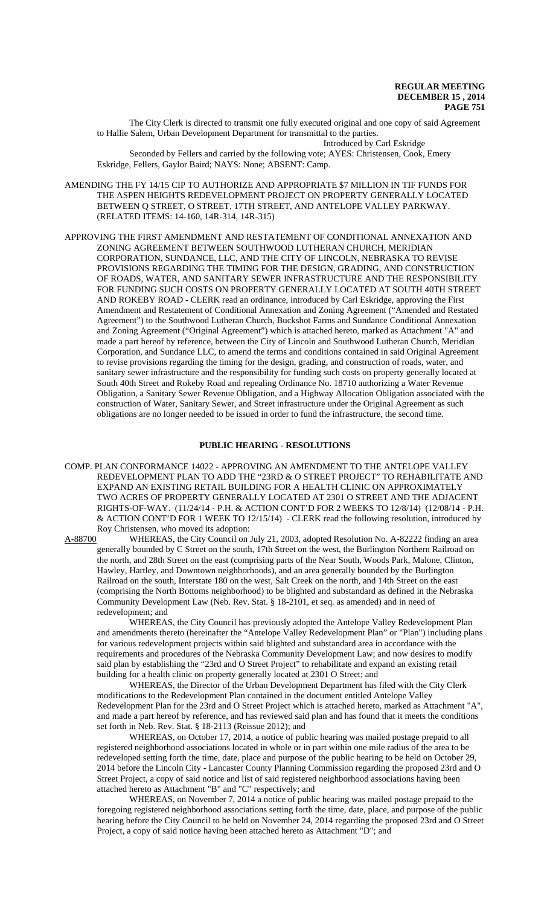The City Clerk is directed to transmit one fully executed original and one copy of said Agreement to Hallie Salem, Urban Development Department for transmittal to the parties.

Introduced by Carl Eskridge

Seconded by Fellers and carried by the following vote; AYES: Christensen, Cook, Emery Eskridge, Fellers, Gaylor Baird; NAYS: None; ABSENT: Camp.

AMENDING THE FY 14/15 CIP TO AUTHORIZE AND APPROPRIATE $7 MILLION IN TIF FUNDS FOR THE ASPEN HEIGHTS REDEVELOPMENT PROJECT ON PROPERTY GENERALLY LOCATED BETWEEN Q STREET, O STREET, 17TH STREET, AND ANTELOPE VALLEY PARKWAY. (RELATED ITEMS: 14-160, 14R-314, 14R-315)

APPROVING THE FIRST AMENDMENT AND RESTATEMENT OF CONDITIONAL ANNEXATION AND ZONING AGREEMENT BETWEEN SOUTHWOOD LUTHERAN CHURCH, MERIDIAN CORPORATION, SUNDANCE, LLC, AND THE CITY OF LINCOLN, NEBRASKA TO REVISE PROVISIONS REGARDING THE TIMING FOR THE DESIGN, GRADING, AND CONSTRUCTION OF ROADS, WATER, AND SANITARY SEWER INFRASTRUCTURE AND THE RESPONSIBILITY FOR FUNDING SUCH COSTS ON PROPERTY GENERALLY LOCATED AT SOUTH 40TH STREET AND ROKEBY ROAD - CLERK read an ordinance, introduced by Carl Eskridge, approving the First Amendment and Restatement of Conditional Annexation and Zoning Agreement ("Amended and Restated Agreement") to the Southwood Lutheran Church, Buckshot Farms and Sundance Conditional Annexation and Zoning Agreement ("Original Agreement") which is attached hereto, marked as Attachment "A" and made a part hereof by reference, between the City of Lincoln and Southwood Lutheran Church, Meridian Corporation, and Sundance LLC, to amend the terms and conditions contained in said Original Agreement to revise provisions regarding the timing for the design, grading, and construction of roads, water, and sanitary sewer infrastructure and the responsibility for funding such costs on property generally located at South 40th Street and Rokeby Road and repealing Ordinance No. 18710 authorizing a Water Revenue Obligation, a Sanitary Sewer Revenue Obligation, and a Highway Allocation Obligation associated with the construction of Water, Sanitary Sewer, and Street infrastructure under the Original Agreement as such obligations are no longer needed to be issued in order to fund the infrastructure, the second time.

## PUBLIC HEARING - RESOLUTIONS

COMP. PLAN CONFORMANCE 14022 - APPROVING AN AMENDMENT TO THE ANTELOPE VALLEY REDEVELOPMENT PLAN TO ADD THE "23RD & O STREET PROJECT" TO REHABILITATE AND EXPAND AN EXISTING RETAIL BUILDING FOR A HEALTH CLINIC ON APPROXIMATELY TWO ACRES OF PROPERTY GENERALLY LOCATED AT 2301 O STREET AND THE ADJACENT RIGHTS-OF-WAY. (11/24/14 - P.H. & ACTION CONT'D FOR 2 WEEKS TO 12/8/14) (12/08/14 - P.H. & ACTION CONT'D FOR 1 WEEK TO 12/15/14) - CLERK read the following resolution, introduced by Roy Christensen, who moved its adoption:

A-88700 WHEREAS, the City Council on July 21, 2003, adopted Resolution No. A-82222 finding an area generally bounded by C Street on the south, 17th Street on the west, the Burlington Northern Railroad on the north, and 28th Street on the east (comprising parts of the Near South, Woods Park, Malone, Clinton, Hawley, Hartley, and Downtown neighborhoods), and an area generally bounded by the Burlington Railroad on the south, Interstate 180 on the west, Salt Creek on the north, and 14th Street on the east (comprising the North Bottoms neighborhood) to be blighted and substandard as defined in the Nebraska Community Development Law (Neb. Rev. Stat. § 18-2101, et seq. as amended) and in need of redevelopment; and

WHEREAS, the City Council has previously adopted the Antelope Valley Redevelopment Plan and amendments thereto (hereinafter the "Antelope Valley Redevelopment Plan" or "Plan") including plans for various redevelopment projects within said blighted and substandard area in accordance with the requirements and procedures of the Nebraska Community Development Law; and now desires to modify said plan by establishing the "23rd and O Street Project" to rehabilitate and expand an existing retail building for a health clinic on property generally located at 2301 O Street; and

WHEREAS, the Director of the Urban Development Department has filed with the City Clerk modifications to the Redevelopment Plan contained in the document entitled Antelope Valley Redevelopment Plan for the 23rd and O Street Project which is attached hereto, marked as Attachment "A", and made a part hereof by reference, and has reviewed said plan and has found that it meets the conditions set forth in Neb. Rev. Stat. § 18-2113 (Reissue 2012); and

WHEREAS, on October 17, 2014, a notice of public hearing was mailed postage prepaid to all registered neighborhood associations located in whole or in part within one mile radius of the area to be redeveloped setting forth the time, date, place and purpose of the public hearing to be held on October 29, 2014 before the Lincoln City - Lancaster County Planning Commission regarding the proposed 23rd and O Street Project, a copy of said notice and list of said registered neighborhood associations having been attached hereto as Attachment "B" and "C" respectively; and

WHEREAS, on November 7, 2014 a notice of public hearing was mailed postage prepaid to the foregoing registered neighborhood associations setting forth the time, date, place, and purpose of the public hearing before the City Council to be held on November 24, 2014 regarding the proposed 23rd and O Street Project, a copy of said notice having been attached hereto as Attachment "D"; and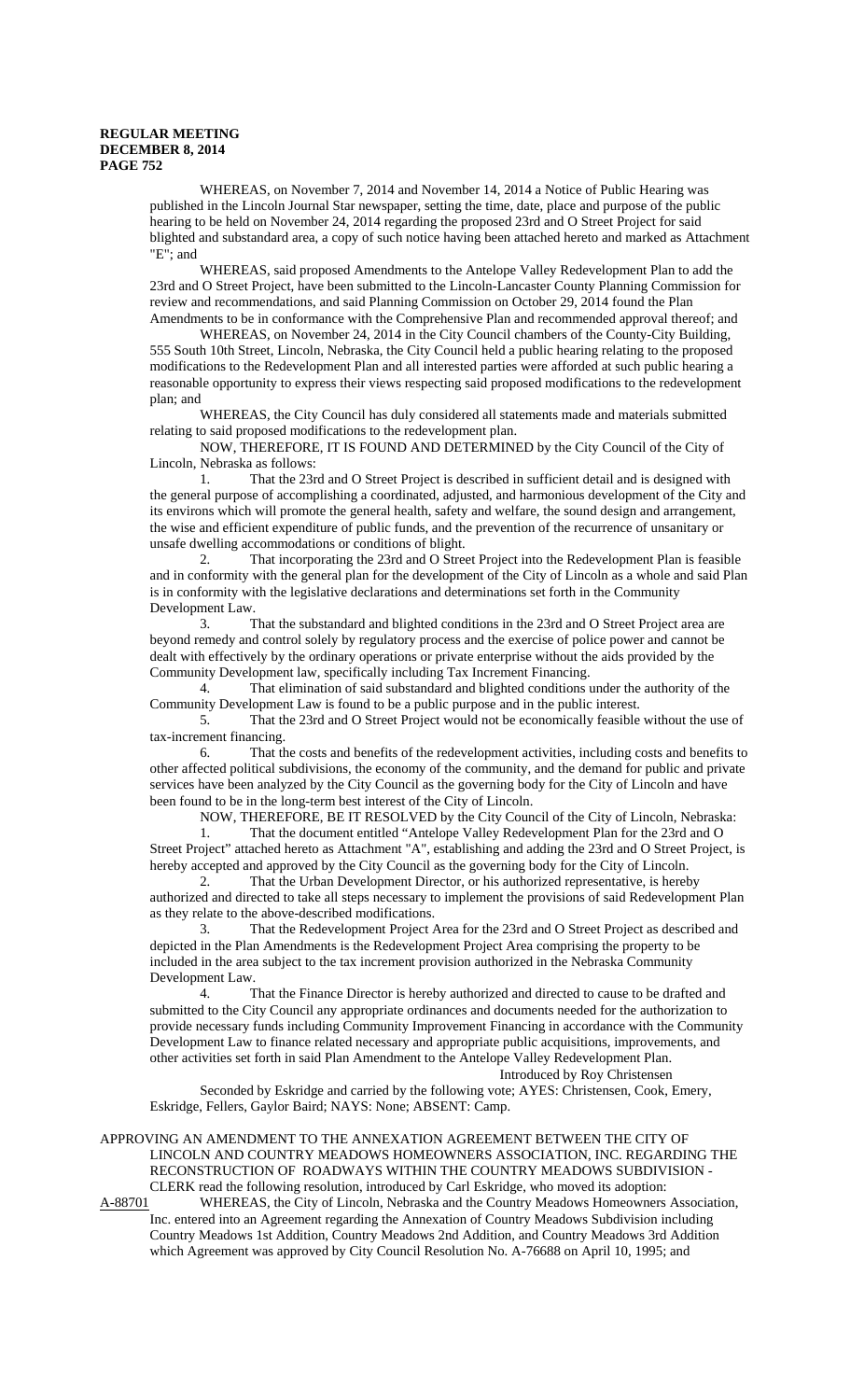WHEREAS, on November 7, 2014 and November 14, 2014 a Notice of Public Hearing was published in the Lincoln Journal Star newspaper, setting the time, date, place and purpose of the public hearing to be held on November 24, 2014 regarding the proposed 23rd and O Street Project for said blighted and substandard area, a copy of such notice having been attached hereto and marked as Attachment "E"; and

WHEREAS, said proposed Amendments to the Antelope Valley Redevelopment Plan to add the 23rd and O Street Project, have been submitted to the Lincoln-Lancaster County Planning Commission for review and recommendations, and said Planning Commission on October 29, 2014 found the Plan Amendments to be in conformance with the Comprehensive Plan and recommended approval thereof; and

WHEREAS, on November 24, 2014 in the City Council chambers of the County-City Building, 555 South 10th Street, Lincoln, Nebraska, the City Council held a public hearing relating to the proposed modifications to the Redevelopment Plan and all interested parties were afforded at such public hearing a reasonable opportunity to express their views respecting said proposed modifications to the redevelopment plan; and

WHEREAS, the City Council has duly considered all statements made and materials submitted relating to said proposed modifications to the redevelopment plan.

NOW, THEREFORE, IT IS FOUND AND DETERMINED by the City Council of the City of Lincoln, Nebraska as follows:

1. That the 23rd and O Street Project is described in sufficient detail and is designed with the general purpose of accomplishing a coordinated, adjusted, and harmonious development of the City and its environs which will promote the general health, safety and welfare, the sound design and arrangement, the wise and efficient expenditure of public funds, and the prevention of the recurrence of unsanitary or unsafe dwelling accommodations or conditions of blight.

2. That incorporating the 23rd and O Street Project into the Redevelopment Plan is feasible and in conformity with the general plan for the development of the City of Lincoln as a whole and said Plan is in conformity with the legislative declarations and determinations set forth in the Community Development Law.

3. That the substandard and blighted conditions in the 23rd and O Street Project area are beyond remedy and control solely by regulatory process and the exercise of police power and cannot be dealt with effectively by the ordinary operations or private enterprise without the aids provided by the Community Development law, specifically including Tax Increment Financing.

4. That elimination of said substandard and blighted conditions under the authority of the Community Development Law is found to be a public purpose and in the public interest.

5. That the 23rd and O Street Project would not be economically feasible without the use of tax-increment financing.

6. That the costs and benefits of the redevelopment activities, including costs and benefits to other affected political subdivisions, the economy of the community, and the demand for public and private services have been analyzed by the City Council as the governing body for the City of Lincoln and have been found to be in the long-term best interest of the City of Lincoln.

NOW, THEREFORE, BE IT RESOLVED by the City Council of the City of Lincoln, Nebraska:

1. That the document entitled "Antelope Valley Redevelopment Plan for the 23rd and O Street Project" attached hereto as Attachment "A", establishing and adding the 23rd and O Street Project, is hereby accepted and approved by the City Council as the governing body for the City of Lincoln.

2. That the Urban Development Director, or his authorized representative, is hereby authorized and directed to take all steps necessary to implement the provisions of said Redevelopment Plan as they relate to the above-described modifications.

3. That the Redevelopment Project Area for the 23rd and O Street Project as described and depicted in the Plan Amendments is the Redevelopment Project Area comprising the property to be included in the area subject to the tax increment provision authorized in the Nebraska Community Development Law.

4. That the Finance Director is hereby authorized and directed to cause to be drafted and submitted to the City Council any appropriate ordinances and documents needed for the authorization to provide necessary funds including Community Improvement Financing in accordance with the Community Development Law to finance related necessary and appropriate public acquisitions, improvements, and other activities set forth in said Plan Amendment to the Antelope Valley Redevelopment Plan.

Introduced by Roy Christensen

Seconded by Eskridge and carried by the following vote; AYES: Christensen, Cook, Emery, Eskridge, Fellers, Gaylor Baird; NAYS: None; ABSENT: Camp.

APPROVING AN AMENDMENT TO THE ANNEXATION AGREEMENT BETWEEN THE CITY OF LINCOLN AND COUNTRY MEADOWS HOMEOWNERS ASSOCIATION, INC. REGARDING THE RECONSTRUCTION OF ROADWAYS WITHIN THE COUNTRY MEADOWS SUBDIVISION - CLERK read the following resolution, introduced by Carl Eskridge, who moved its adoption:

A-88701 WHEREAS, the City of Lincoln, Nebraska and the Country Meadows Homeowners Association, Inc. entered into an Agreement regarding the Annexation of Country Meadows Subdivision including Country Meadows 1st Addition, Country Meadows 2nd Addition, and Country Meadows 3rd Addition which Agreement was approved by City Council Resolution No. A-76688 on April 10, 1995; and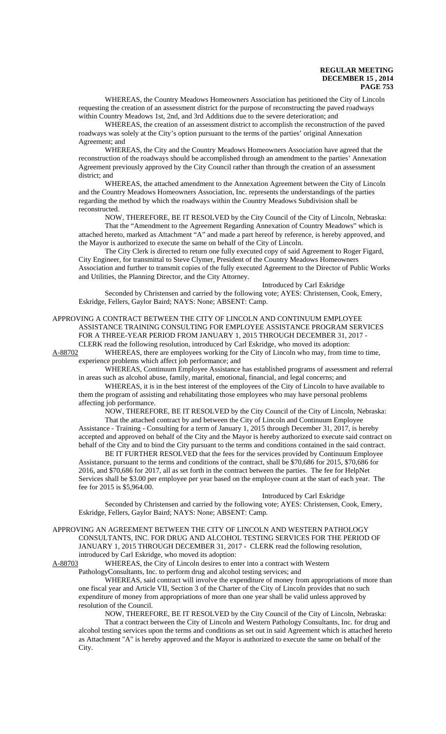WHEREAS, the Country Meadows Homeowners Association has petitioned the City of Lincoln requesting the creation of an assessment district for the purpose of reconstructing the paved roadways within Country Meadows 1st, 2nd, and 3rd Additions due to the severe deterioration; and

WHEREAS, the creation of an assessment district to accomplish the reconstruction of the paved roadways was solely at the City's option pursuant to the terms of the parties' original Annexation Agreement; and

WHEREAS, the City and the Country Meadows Homeowners Association have agreed that the reconstruction of the roadways should be accomplished through an amendment to the parties' Annexation Agreement previously approved by the City Council rather than through the creation of an assessment district; and

WHEREAS, the attached amendment to the Annexation Agreement between the City of Lincoln and the Country Meadows Homeowners Association, Inc. represents the understandings of the parties regarding the method by which the roadways within the Country Meadows Subdivision shall be reconstructed.

NOW, THEREFORE, BE IT RESOLVED by the City Council of the City of Lincoln, Nebraska:

That the "Amendment to the Agreement Regarding Annexation of Country Meadows" which is attached hereto, marked as Attachment "A" and made a part hereof by reference, is hereby approved, and the Mayor is authorized to execute the same on behalf of the City of Lincoln.

The City Clerk is directed to return one fully executed copy of said Agreement to Roger Figard, City Engineer, for transmittal to Steve Clymer, President of the Country Meadows Homeowners Association and further to transmit copies of the fully executed Agreement to the Director of Public Works and Utilities, the Planning Director, and the City Attorney.

Introduced by Carl Eskridge

Seconded by Christensen and carried by the following vote; AYES: Christensen, Cook, Emery, Eskridge, Fellers, Gaylor Baird; NAYS: None; ABSENT: Camp.

APPROVING A CONTRACT BETWEEN THE CITY OF LINCOLN AND CONTINUUM EMPLOYEE ASSISTANCE TRAINING CONSULTING FOR EMPLOYEE ASSISTANCE PROGRAM SERVICES FOR A THREE-YEAR PERIOD FROM JANUARY 1, 2015 THROUGH DECEMBER 31, 2017 - CLERK read the following resolution, introduced by Carl Eskridge, who moved its adoption:

A-88702 WHEREAS, there are employees working for the City of Lincoln who may, from time to time, experience problems which affect job performance; and

WHEREAS, Continuum Employee Assistance has established programs of assessment and referral in areas such as alcohol abuse, family, marital, emotional, financial, and legal concerns; and

WHEREAS, it is in the best interest of the employees of the City of Lincoln to have available to them the program of assisting and rehabilitating those employees who may have personal problems affecting job performance.

NOW, THEREFORE, BE IT RESOLVED by the City Council of the City of Lincoln, Nebraska:

That the attached contract by and between the City of Lincoln and Continuum Employee Assistance - Training - Consulting for a term of January 1, 2015 through December 31, 2017, is hereby accepted and approved on behalf of the City and the Mayor is hereby authorized to execute said contract on behalf of the City and to bind the City pursuant to the terms and conditions contained in the said contract.

BE IT FURTHER RESOLVED that the fees for the services provided by Continuum Employee Assistance, pursuant to the terms and conditions of the contract, shall be $70,686 for 2015, $70,686 for 2016, and $70,686 for 2017, all as set forth in the contract between the parties. The fee for HelpNet Services shall be $3.00 per employee per year based on the employee count at the start of each year. The fee for 2015 is $5,964.00.

Introduced by Carl Eskridge

Seconded by Christensen and carried by the following vote; AYES: Christensen, Cook, Emery, Eskridge, Fellers, Gaylor Baird; NAYS: None; ABSENT: Camp.

APPROVING AN AGREEMENT BETWEEN THE CITY OF LINCOLN AND WESTERN PATHOLOGY CONSULTANTS, INC. FOR DRUG AND ALCOHOL TESTING SERVICES FOR THE PERIOD OF JANUARY 1, 2015 THROUGH DECEMBER 31, 2017 - CLERK read the following resolution, introduced by Carl Eskridge, who moved its adoption:

A-88703 WHEREAS, the City of Lincoln desires to enter into a contract with Western PathologyConsultants, Inc. to perform drug and alcohol testing services; and

WHEREAS, said contract will involve the expenditure of money from appropriations of more than one fiscal year and Article VII, Section 3 of the Charter of the City of Lincoln provides that no such expenditure of money from appropriations of more than one year shall be valid unless approved by resolution of the Council.

NOW, THEREFORE, BE IT RESOLVED by the City Council of the City of Lincoln, Nebraska:

That a contract between the City of Lincoln and Western Pathology Consultants, Inc. for drug and alcohol testing services upon the terms and conditions as set out in said Agreement which is attached hereto as Attachment "A" is hereby approved and the Mayor is authorized to execute the same on behalf of the City.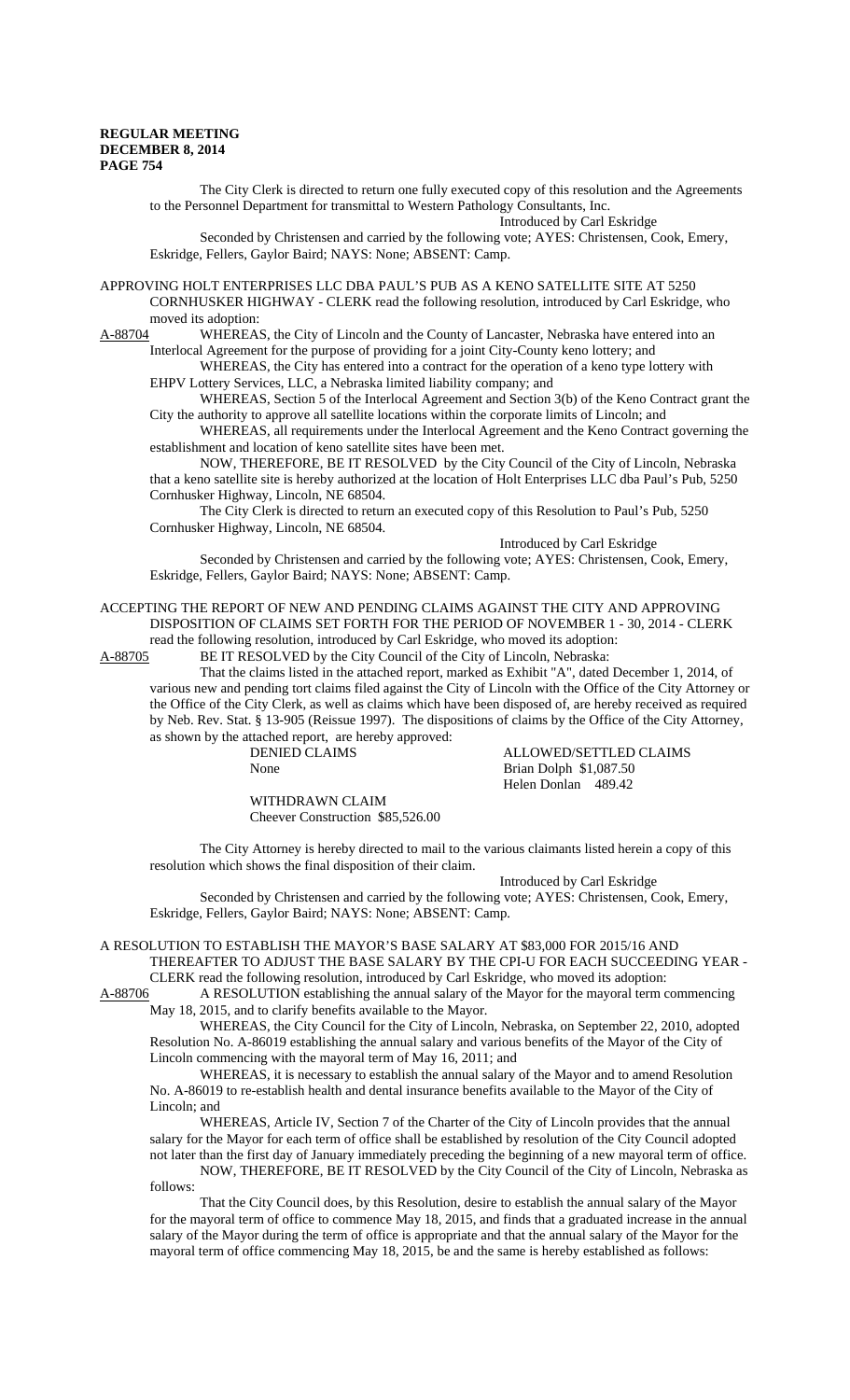The City Clerk is directed to return one fully executed copy of this resolution and the Agreements to the Personnel Department for transmittal to Western Pathology Consultants, Inc.

Introduced by Carl Eskridge

Seconded by Christensen and carried by the following vote; AYES: Christensen, Cook, Emery, Eskridge, Fellers, Gaylor Baird; NAYS: None; ABSENT: Camp.

APPROVING HOLT ENTERPRISES LLC DBA PAUL'S PUB AS A KENO SATELLITE SITE AT 5250 CORNHUSKER HIGHWAY - CLERK read the following resolution, introduced by Carl Eskridge, who moved its adoption:

A-88704 WHEREAS, the City of Lincoln and the County of Lancaster, Nebraska have entered into an Interlocal Agreement for the purpose of providing for a joint City-County keno lottery; and

WHEREAS, the City has entered into a contract for the operation of a keno type lottery with EHPV Lottery Services, LLC, a Nebraska limited liability company; and

WHEREAS, Section 5 of the Interlocal Agreement and Section 3(b) of the Keno Contract grant the City the authority to approve all satellite locations within the corporate limits of Lincoln; and

WHEREAS, all requirements under the Interlocal Agreement and the Keno Contract governing the establishment and location of keno satellite sites have been met.

NOW, THEREFORE, BE IT RESOLVED by the City Council of the City of Lincoln, Nebraska that a keno satellite site is hereby authorized at the location of Holt Enterprises LLC dba Paul's Pub, 5250 Cornhusker Highway, Lincoln, NE 68504.

The City Clerk is directed to return an executed copy of this Resolution to Paul's Pub, 5250 Cornhusker Highway, Lincoln, NE 68504.

Introduced by Carl Eskridge

Seconded by Christensen and carried by the following vote; AYES: Christensen, Cook, Emery, Eskridge, Fellers, Gaylor Baird; NAYS: None; ABSENT: Camp.

ACCEPTING THE REPORT OF NEW AND PENDING CLAIMS AGAINST THE CITY AND APPROVING DISPOSITION OF CLAIMS SET FORTH FOR THE PERIOD OF NOVEMBER 1 - 30, 2014 - CLERK read the following resolution, introduced by Carl Eskridge, who moved its adoption:

A-88705 BE IT RESOLVED by the City Council of the City of Lincoln, Nebraska:

That the claims listed in the attached report, marked as Exhibit "A", dated December 1, 2014, of various new and pending tort claims filed against the City of Lincoln with the Office of the City Attorney or the Office of the City Clerk, as well as claims which have been disposed of, are hereby received as required by Neb. Rev. Stat. § 13-905 (Reissue 1997). The dispositions of claims by the Office of the City Attorney, as shown by the attached report, are hereby approved:

| DENIED CLAIMS | ALLOWED/SETTLED CLAIMS |
|---|---|
| None | Brian Dolph $1,087.50 |
| | Helen Donlan 489.42 |
| WITHDRAWN CLAIM | |
| Cheever Construction $85,526.00 | |

The City Attorney is hereby directed to mail to the various claimants listed herein a copy of this resolution which shows the final disposition of their claim.

Introduced by Carl Eskridge

Seconded by Christensen and carried by the following vote; AYES: Christensen, Cook, Emery, Eskridge, Fellers, Gaylor Baird; NAYS: None; ABSENT: Camp.

A RESOLUTION TO ESTABLISH THE MAYOR'S BASE SALARY AT $83,000 FOR 2015/16 AND THEREAFTER TO ADJUST THE BASE SALARY BY THE CPI-U FOR EACH SUCCEEDING YEAR - CLERK read the following resolution, introduced by Carl Eskridge, who moved its adoption:

A-88706 A RESOLUTION establishing the annual salary of the Mayor for the mayoral term commencing May 18, 2015, and to clarify benefits available to the Mayor.

WHEREAS, the City Council for the City of Lincoln, Nebraska, on September 22, 2010, adopted Resolution No. A-86019 establishing the annual salary and various benefits of the Mayor of the City of Lincoln commencing with the mayoral term of May 16, 2011; and

WHEREAS, it is necessary to establish the annual salary of the Mayor and to amend Resolution No. A-86019 to re-establish health and dental insurance benefits available to the Mayor of the City of Lincoln; and

WHEREAS, Article IV, Section 7 of the Charter of the City of Lincoln provides that the annual salary for the Mayor for each term of office shall be established by resolution of the City Council adopted not later than the first day of January immediately preceding the beginning of a new mayoral term of office.

NOW, THEREFORE, BE IT RESOLVED by the City Council of the City of Lincoln, Nebraska as follows:

That the City Council does, by this Resolution, desire to establish the annual salary of the Mayor for the mayoral term of office to commence May 18, 2015, and finds that a graduated increase in the annual salary of the Mayor during the term of office is appropriate and that the annual salary of the Mayor for the mayoral term of office commencing May 18, 2015, be and the same is hereby established as follows: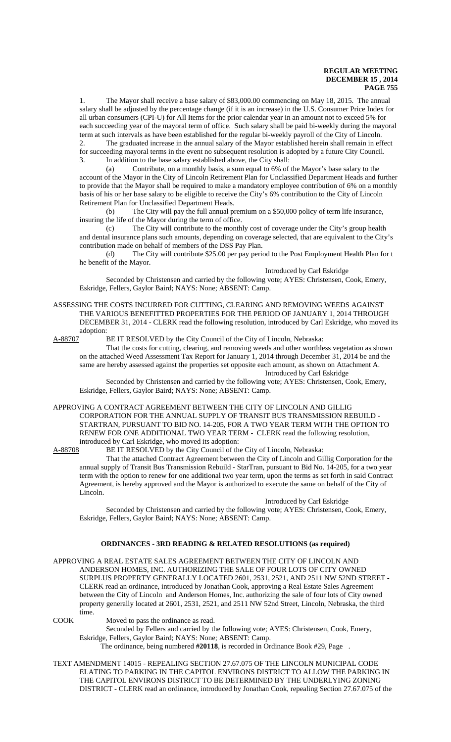1. The Mayor shall receive a base salary of $83,000.00 commencing on May 18, 2015. The annual salary shall be adjusted by the percentage change (if it is an increase) in the U.S. Consumer Price Index for all urban consumers (CPI-U) for All Items for the prior calendar year in an amount not to exceed 5% for each succeeding year of the mayoral term of office. Such salary shall be paid bi-weekly during the mayoral term at such intervals as have been established for the regular bi-weekly payroll of the City of Lincoln.

2. The graduated increase in the annual salary of the Mayor established herein shall remain in effect for succeeding mayoral terms in the event no subsequent resolution is adopted by a future City Council.

3. In addition to the base salary established above, the City shall:

(a) Contribute, on a monthly basis, a sum equal to 6% of the Mayor's base salary to the account of the Mayor in the City of Lincoln Retirement Plan for Unclassified Department Heads and further to provide that the Mayor shall be required to make a mandatory employee contribution of 6% on a monthly basis of his or her base salary to be eligible to receive the City's 6% contribution to the City of Lincoln Retirement Plan for Unclassified Department Heads.

(b) The City will pay the full annual premium on a $50,000 policy of term life insurance, insuring the life of the Mayor during the term of office.

(c) The City will contribute to the monthly cost of coverage under the City's group health and dental insurance plans such amounts, depending on coverage selected, that are equivalent to the City's contribution made on behalf of members of the DSS Pay Plan.

(d) The City will contribute $25.00 per pay period to the Post Employment Health Plan for t he benefit of the Mayor.

Introduced by Carl Eskridge

Seconded by Christensen and carried by the following vote; AYES: Christensen, Cook, Emery, Eskridge, Fellers, Gaylor Baird; NAYS: None; ABSENT: Camp.

ASSESSING THE COSTS INCURRED FOR CUTTING, CLEARING AND REMOVING WEEDS AGAINST THE VARIOUS BENEFITTED PROPERTIES FOR THE PERIOD OF JANUARY 1, 2014 THROUGH DECEMBER 31, 2014 - CLERK read the following resolution, introduced by Carl Eskridge, who moved its adoption:

A-88707 BE IT RESOLVED by the City Council of the City of Lincoln, Nebraska:

That the costs for cutting, clearing, and removing weeds and other worthless vegetation as shown on the attached Weed Assessment Tax Report for January 1, 2014 through December 31, 2014 be and the same are hereby assessed against the properties set opposite each amount, as shown on Attachment A.

Introduced by Carl Eskridge

Seconded by Christensen and carried by the following vote; AYES: Christensen, Cook, Emery, Eskridge, Fellers, Gaylor Baird; NAYS: None; ABSENT: Camp.

APPROVING A CONTRACT AGREEMENT BETWEEN THE CITY OF LINCOLN AND GILLIG CORPORATION FOR THE ANNUAL SUPPLY OF TRANSIT BUS TRANSMISSION REBUILD - STARTRAN, PURSUANT TO BID NO. 14-205, FOR A TWO YEAR TERM WITH THE OPTION TO RENEW FOR ONE ADDITIONAL TWO YEAR TERM - CLERK read the following resolution, introduced by Carl Eskridge, who moved its adoption:

A-88708 BE IT RESOLVED by the City Council of the City of Lincoln, Nebraska:

That the attached Contract Agreement between the City of Lincoln and Gillig Corporation for the annual supply of Transit Bus Transmission Rebuild - StarTran, pursuant to Bid No. 14-205, for a two year term with the option to renew for one additional two year term, upon the terms as set forth in said Contract Agreement, is hereby approved and the Mayor is authorized to execute the same on behalf of the City of Lincoln.

Introduced by Carl Eskridge

Seconded by Christensen and carried by the following vote; AYES: Christensen, Cook, Emery, Eskridge, Fellers, Gaylor Baird; NAYS: None; ABSENT: Camp.

## ORDINANCES - 3RD READING & RELATED RESOLUTIONS (as required)

APPROVING A REAL ESTATE SALES AGREEMENT BETWEEN THE CITY OF LINCOLN AND ANDERSON HOMES, INC. AUTHORIZING THE SALE OF FOUR LOTS OF CITY OWNED SURPLUS PROPERTY GENERALLY LOCATED 2601, 2531, 2521, AND 2511 NW 52ND STREET - CLERK read an ordinance, introduced by Jonathan Cook, approving a Real Estate Sales Agreement between the City of Lincoln and Anderson Homes, Inc. authorizing the sale of four lots of City owned property generally located at 2601, 2531, 2521, and 2511 NW 52nd Street, Lincoln, Nebraska, the third time.

COOK Moved to pass the ordinance as read.

Seconded by Fellers and carried by the following vote; AYES: Christensen, Cook, Emery, Eskridge, Fellers, Gaylor Baird; NAYS: None; ABSENT: Camp.

The ordinance, being numbered **#20118**, is recorded in Ordinance Book #29, Page .

TEXT AMENDMENT 14015 - REPEALING SECTION 27.67.075 OF THE LINCOLN MUNICIPAL CODE ELATING TO PARKING IN THE CAPITOL ENVIRONS DISTRICT TO ALLOW THE PARKING IN THE CAPITOL ENVIRONS DISTRICT TO BE DETERMINED BY THE UNDERLYING ZONING DISTRICT - CLERK read an ordinance, introduced by Jonathan Cook, repealing Section 27.67.075 of the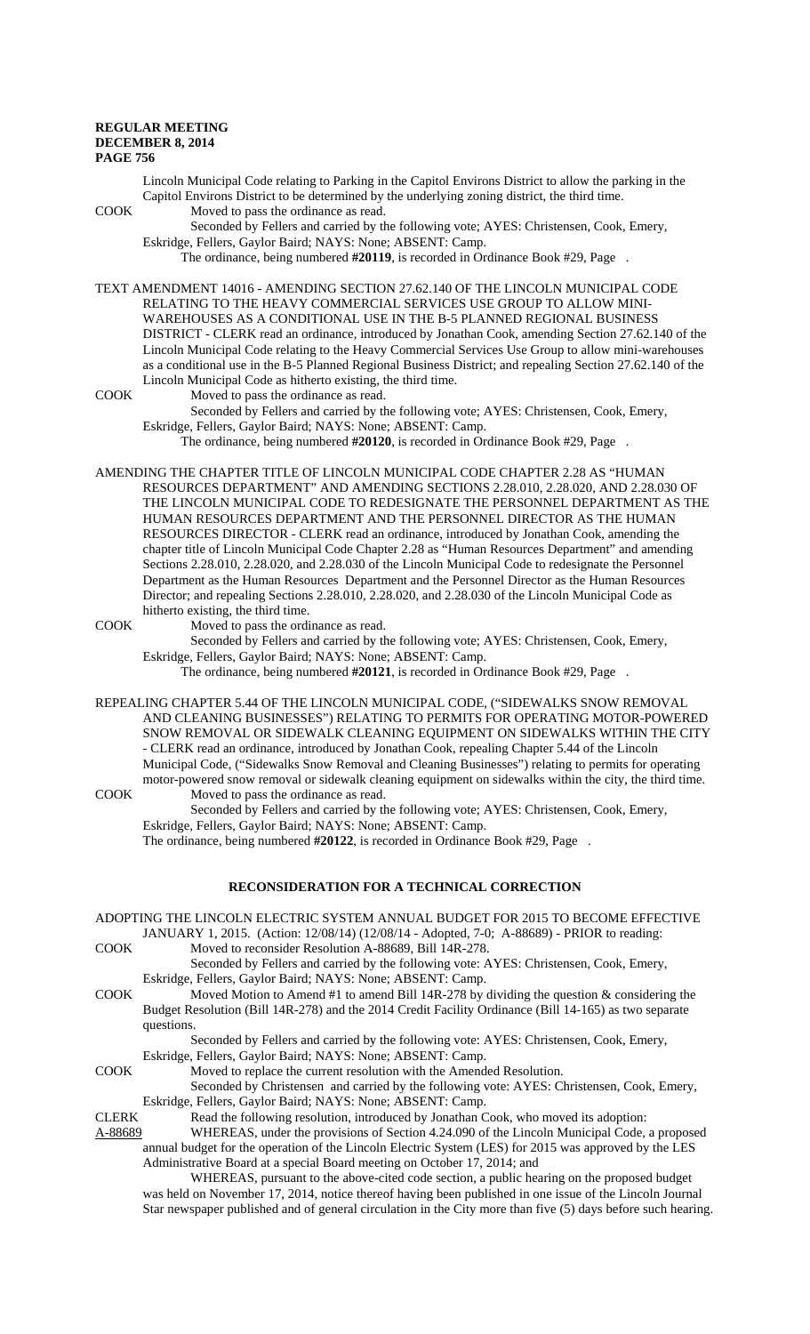Lincoln Municipal Code relating to Parking in the Capitol Environs District to allow the parking in the Capitol Environs District to be determined by the underlying zoning district, the third time.

COOK Moved to pass the ordinance as read.

Seconded by Fellers and carried by the following vote; AYES: Christensen, Cook, Emery, Eskridge, Fellers, Gaylor Baird; NAYS: None; ABSENT: Camp.

The ordinance, being numbered **#20119**, is recorded in Ordinance Book #29, Page .

TEXT AMENDMENT 14016 - AMENDING SECTION 27.62.140 OF THE LINCOLN MUNICIPAL CODE RELATING TO THE HEAVY COMMERCIAL SERVICES USE GROUP TO ALLOW MINI-WAREHOUSES AS A CONDITIONAL USE IN THE B-5 PLANNED REGIONAL BUSINESS DISTRICT - CLERK read an ordinance, introduced by Jonathan Cook, amending Section 27.62.140 of the Lincoln Municipal Code relating to the Heavy Commercial Services Use Group to allow mini-warehouses as a conditional use in the B-5 Planned Regional Business District; and repealing Section 27.62.140 of the Lincoln Municipal Code as hitherto existing, the third time.

COOK Moved to pass the ordinance as read.

Seconded by Fellers and carried by the following vote; AYES: Christensen, Cook, Emery, Eskridge, Fellers, Gaylor Baird; NAYS: None; ABSENT: Camp.

The ordinance, being numbered **#20120**, is recorded in Ordinance Book #29, Page .

AMENDING THE CHAPTER TITLE OF LINCOLN MUNICIPAL CODE CHAPTER 2.28 AS "HUMAN RESOURCES DEPARTMENT" AND AMENDING SECTIONS 2.28.010, 2.28.020, AND 2.28.030 OF THE LINCOLN MUNICIPAL CODE TO REDESIGNATE THE PERSONNEL DEPARTMENT AS THE HUMAN RESOURCES DEPARTMENT AND THE PERSONNEL DIRECTOR AS THE HUMAN RESOURCES DIRECTOR - CLERK read an ordinance, introduced by Jonathan Cook, amending the chapter title of Lincoln Municipal Code Chapter 2.28 as "Human Resources Department" and amending Sections 2.28.010, 2.28.020, and 2.28.030 of the Lincoln Municipal Code to redesignate the Personnel Department as the Human Resources Department and the Personnel Director as the Human Resources Director; and repealing Sections 2.28.010, 2.28.020, and 2.28.030 of the Lincoln Municipal Code as hitherto existing, the third time.

COOK Moved to pass the ordinance as read.

Seconded by Fellers and carried by the following vote; AYES: Christensen, Cook, Emery, Eskridge, Fellers, Gaylor Baird; NAYS: None; ABSENT: Camp.

The ordinance, being numbered **#20121**, is recorded in Ordinance Book #29, Page .

REPEALING CHAPTER 5.44 OF THE LINCOLN MUNICIPAL CODE, ("SIDEWALKS SNOW REMOVAL AND CLEANING BUSINESSES") RELATING TO PERMITS FOR OPERATING MOTOR-POWERED SNOW REMOVAL OR SIDEWALK CLEANING EQUIPMENT ON SIDEWALKS WITHIN THE CITY - CLERK read an ordinance, introduced by Jonathan Cook, repealing Chapter 5.44 of the Lincoln Municipal Code, ("Sidewalks Snow Removal and Cleaning Businesses") relating to permits for operating motor-powered snow removal or sidewalk cleaning equipment on sidewalks within the city, the third time.

COOK Moved to pass the ordinance as read.

Seconded by Fellers and carried by the following vote; AYES: Christensen, Cook, Emery, Eskridge, Fellers, Gaylor Baird; NAYS: None; ABSENT: Camp.

The ordinance, being numbered **#20122**, is recorded in Ordinance Book #29, Page .

## RECONSIDERATION FOR A TECHNICAL CORRECTION

ADOPTING THE LINCOLN ELECTRIC SYSTEM ANNUAL BUDGET FOR 2015 TO BECOME EFFECTIVE JANUARY 1, 2015. (Action: 12/08/14) (12/08/14 - Adopted, 7-0; A-88689) - PRIOR to reading:

COOK Moved to reconsider Resolution A-88689, Bill 14R-278.

Seconded by Fellers and carried by the following vote: AYES: Christensen, Cook, Emery, Eskridge, Fellers, Gaylor Baird; NAYS: None; ABSENT: Camp.

COOK Moved Motion to Amend #1 to amend Bill 14R-278 by dividing the question & considering the Budget Resolution (Bill 14R-278) and the 2014 Credit Facility Ordinance (Bill 14-165) as two separate questions.

Seconded by Fellers and carried by the following vote: AYES: Christensen, Cook, Emery, Eskridge, Fellers, Gaylor Baird; NAYS: None; ABSENT: Camp.

COOK Moved to replace the current resolution with the Amended Resolution.

Seconded by Christensen and carried by the following vote: AYES: Christensen, Cook, Emery, Eskridge, Fellers, Gaylor Baird; NAYS: None; ABSENT: Camp.

CLERK Read the following resolution, introduced by Jonathan Cook, who moved its adoption:

A-88689 WHEREAS, under the provisions of Section 4.24.090 of the Lincoln Municipal Code, a proposed annual budget for the operation of the Lincoln Electric System (LES) for 2015 was approved by the LES Administrative Board at a special Board meeting on October 17, 2014; and

WHEREAS, pursuant to the above-cited code section, a public hearing on the proposed budget was held on November 17, 2014, notice thereof having been published in one issue of the Lincoln Journal Star newspaper published and of general circulation in the City more than five (5) days before such hearing.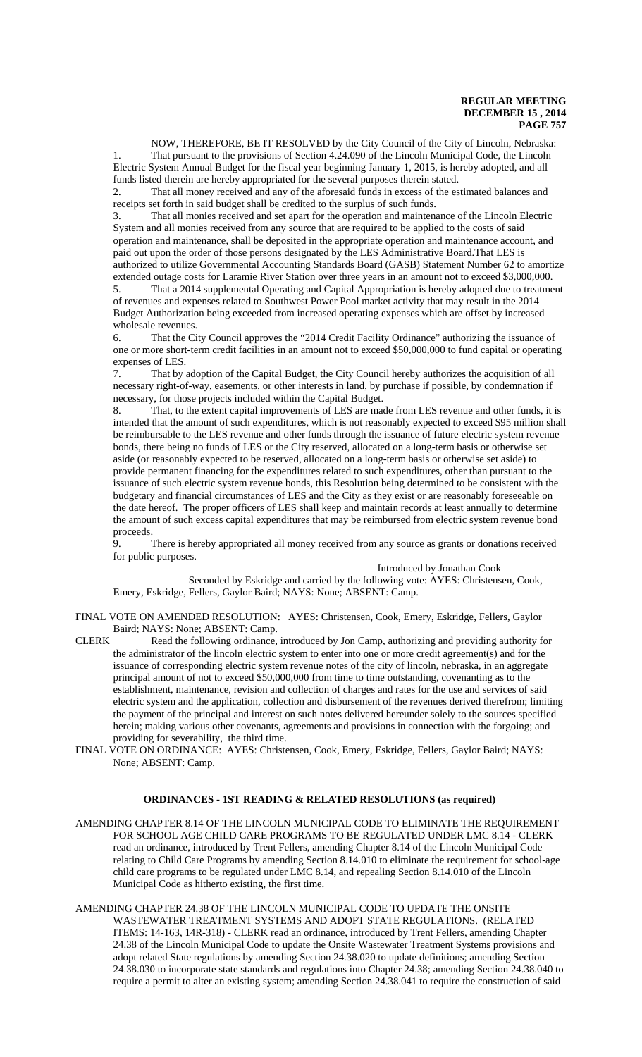NOW, THEREFORE, BE IT RESOLVED by the City Council of the City of Lincoln, Nebraska:

1. That pursuant to the provisions of Section 4.24.090 of the Lincoln Municipal Code, the Lincoln Electric System Annual Budget for the fiscal year beginning January 1, 2015, is hereby adopted, and all funds listed therein are hereby appropriated for the several purposes therein stated.

2. That all money received and any of the aforesaid funds in excess of the estimated balances and receipts set forth in said budget shall be credited to the surplus of such funds.

3. That all monies received and set apart for the operation and maintenance of the Lincoln Electric System and all monies received from any source that are required to be applied to the costs of said operation and maintenance, shall be deposited in the appropriate operation and maintenance account, and paid out upon the order of those persons designated by the LES Administrative Board.That LES is authorized to utilize Governmental Accounting Standards Board (GASB) Statement Number 62 to amortize extended outage costs for Laramie River Station over three years in an amount not to exceed $3,000,000.

5. That a 2014 supplemental Operating and Capital Appropriation is hereby adopted due to treatment of revenues and expenses related to Southwest Power Pool market activity that may result in the 2014 Budget Authorization being exceeded from increased operating expenses which are offset by increased wholesale revenues.

6. That the City Council approves the "2014 Credit Facility Ordinance" authorizing the issuance of one or more short-term credit facilities in an amount not to exceed $50,000,000 to fund capital or operating expenses of LES.

7. That by adoption of the Capital Budget, the City Council hereby authorizes the acquisition of all necessary right-of-way, easements, or other interests in land, by purchase if possible, by condemnation if necessary, for those projects included within the Capital Budget.

8. That, to the extent capital improvements of LES are made from LES revenue and other funds, it is intended that the amount of such expenditures, which is not reasonably expected to exceed $95 million shall be reimbursable to the LES revenue and other funds through the issuance of future electric system revenue bonds, there being no funds of LES or the City reserved, allocated on a long-term basis or otherwise set aside (or reasonably expected to be reserved, allocated on a long-term basis or otherwise set aside) to provide permanent financing for the expenditures related to such expenditures, other than pursuant to the issuance of such electric system revenue bonds, this Resolution being determined to be consistent with the budgetary and financial circumstances of LES and the City as they exist or are reasonably foreseeable on the date hereof. The proper officers of LES shall keep and maintain records at least annually to determine the amount of such excess capital expenditures that may be reimbursed from electric system revenue bond proceeds.

9. There is hereby appropriated all money received from any source as grants or donations received for public purposes.

Introduced by Jonathan Cook

Seconded by Eskridge and carried by the following vote: AYES: Christensen, Cook, Emery, Eskridge, Fellers, Gaylor Baird; NAYS: None; ABSENT: Camp.

FINAL VOTE ON AMENDED RESOLUTION: AYES: Christensen, Cook, Emery, Eskridge, Fellers, Gaylor Baird; NAYS: None; ABSENT: Camp.

CLERK Read the following ordinance, introduced by Jon Camp, authorizing and providing authority for the administrator of the lincoln electric system to enter into one or more credit agreement(s) and for the issuance of corresponding electric system revenue notes of the city of lincoln, nebraska, in an aggregate principal amount of not to exceed $50,000,000 from time to time outstanding, covenanting as to the establishment, maintenance, revision and collection of charges and rates for the use and services of said electric system and the application, collection and disbursement of the revenues derived therefrom; limiting the payment of the principal and interest on such notes delivered hereunder solely to the sources specified herein; making various other covenants, agreements and provisions in connection with the forgoing; and providing for severability, the third time.

FINAL VOTE ON ORDINANCE: AYES: Christensen, Cook, Emery, Eskridge, Fellers, Gaylor Baird; NAYS: None; ABSENT: Camp.

## ORDINANCES - 1ST READING & RELATED RESOLUTIONS (as required)

AMENDING CHAPTER 8.14 OF THE LINCOLN MUNICIPAL CODE TO ELIMINATE THE REQUIREMENT FOR SCHOOL AGE CHILD CARE PROGRAMS TO BE REGULATED UNDER LMC 8.14 - CLERK read an ordinance, introduced by Trent Fellers, amending Chapter 8.14 of the Lincoln Municipal Code relating to Child Care Programs by amending Section 8.14.010 to eliminate the requirement for school-age child care programs to be regulated under LMC 8.14, and repealing Section 8.14.010 of the Lincoln Municipal Code as hitherto existing, the first time.

AMENDING CHAPTER 24.38 OF THE LINCOLN MUNICIPAL CODE TO UPDATE THE ONSITE WASTEWATER TREATMENT SYSTEMS AND ADOPT STATE REGULATIONS. (RELATED ITEMS: 14-163, 14R-318) - CLERK read an ordinance, introduced by Trent Fellers, amending Chapter 24.38 of the Lincoln Municipal Code to update the Onsite Wastewater Treatment Systems provisions and adopt related State regulations by amending Section 24.38.020 to update definitions; amending Section 24.38.030 to incorporate state standards and regulations into Chapter 24.38; amending Section 24.38.040 to require a permit to alter an existing system; amending Section 24.38.041 to require the construction of said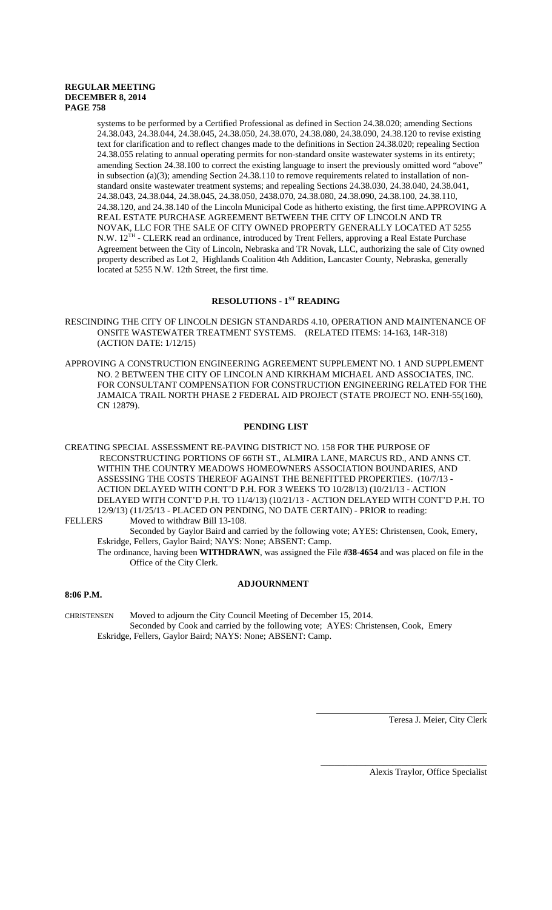systems to be performed by a Certified Professional as defined in Section 24.38.020; amending Sections 24.38.043, 24.38.044, 24.38.045, 24.38.050, 24.38.070, 24.38.080, 24.38.090, 24.38.120 to revise existing text for clarification and to reflect changes made to the definitions in Section 24.38.020; repealing Section 24.38.055 relating to annual operating permits for non-standard onsite wastewater systems in its entirety; amending Section 24.38.100 to correct the existing language to insert the previously omitted word "above" in subsection (a)(3); amending Section 24.38.110 to remove requirements related to installation of non-standard onsite wastewater treatment systems; and repealing Sections 24.38.030, 24.38.040, 24.38.041, 24.38.043, 24.38.044, 24.38.045, 24.38.050, 2438.070, 24.38.080, 24.38.090, 24.38.100, 24.38.110, 24.38.120, and 24.38.140 of the Lincoln Municipal Code as hitherto existing, the first time.APPROVING A REAL ESTATE PURCHASE AGREEMENT BETWEEN THE CITY OF LINCOLN AND TR NOVAK, LLC FOR THE SALE OF CITY OWNED PROPERTY GENERALLY LOCATED AT 5255 N.W. 12TH - CLERK read an ordinance, introduced by Trent Fellers, approving a Real Estate Purchase Agreement between the City of Lincoln, Nebraska and TR Novak, LLC, authorizing the sale of City owned property described as Lot 2, Highlands Coalition 4th Addition, Lancaster County, Nebraska, generally located at 5255 N.W. 12th Street, the first time.

## RESOLUTIONS - 1ST READING

RESCINDING THE CITY OF LINCOLN DESIGN STANDARDS 4.10, OPERATION AND MAINTENANCE OF ONSITE WASTEWATER TREATMENT SYSTEMS. (RELATED ITEMS: 14-163, 14R-318) (ACTION DATE: 1/12/15)

APPROVING A CONSTRUCTION ENGINEERING AGREEMENT SUPPLEMENT NO. 1 AND SUPPLEMENT NO. 2 BETWEEN THE CITY OF LINCOLN AND KIRKHAM MICHAEL AND ASSOCIATES, INC. FOR CONSULTANT COMPENSATION FOR CONSTRUCTION ENGINEERING RELATED FOR THE JAMAICA TRAIL NORTH PHASE 2 FEDERAL AID PROJECT (STATE PROJECT NO. ENH-55(160), CN 12879).

## PENDING LIST

CREATING SPECIAL ASSESSMENT RE-PAVING DISTRICT NO. 158 FOR THE PURPOSE OF RECONSTRUCTING PORTIONS OF 66TH ST., ALMIRA LANE, MARCUS RD., AND ANNS CT. WITHIN THE COUNTRY MEADOWS HOMEOWNERS ASSOCIATION BOUNDARIES, AND ASSESSING THE COSTS THEREOF AGAINST THE BENEFITTED PROPERTIES. (10/7/13 - ACTION DELAYED WITH CONT'D P.H. FOR 3 WEEKS TO 10/28/13) (10/21/13 - ACTION DELAYED WITH CONT'D P.H. TO 11/4/13) (10/21/13 - ACTION DELAYED WITH CONT'D P.H. TO 12/9/13) (11/25/13 - PLACED ON PENDING, NO DATE CERTAIN) - PRIOR to reading:

FELLERS Moved to withdraw Bill 13-108.

Seconded by Gaylor Baird and carried by the following vote; AYES: Christensen, Cook, Emery, Eskridge, Fellers, Gaylor Baird; NAYS: None; ABSENT: Camp.

The ordinance, having been **WITHDRAWN**, was assigned the File **#38-4654** and was placed on file in the Office of the City Clerk.

## ADJOURNMENT

**8:06 P.M.**

CHRISTENSEN Moved to adjourn the City Council Meeting of December 15, 2014.

Seconded by Cook and carried by the following vote; AYES: Christensen, Cook, Emery Eskridge, Fellers, Gaylor Baird; NAYS: None; ABSENT: Camp.

Teresa J. Meier, City Clerk

Alexis Traylor, Office Specialist